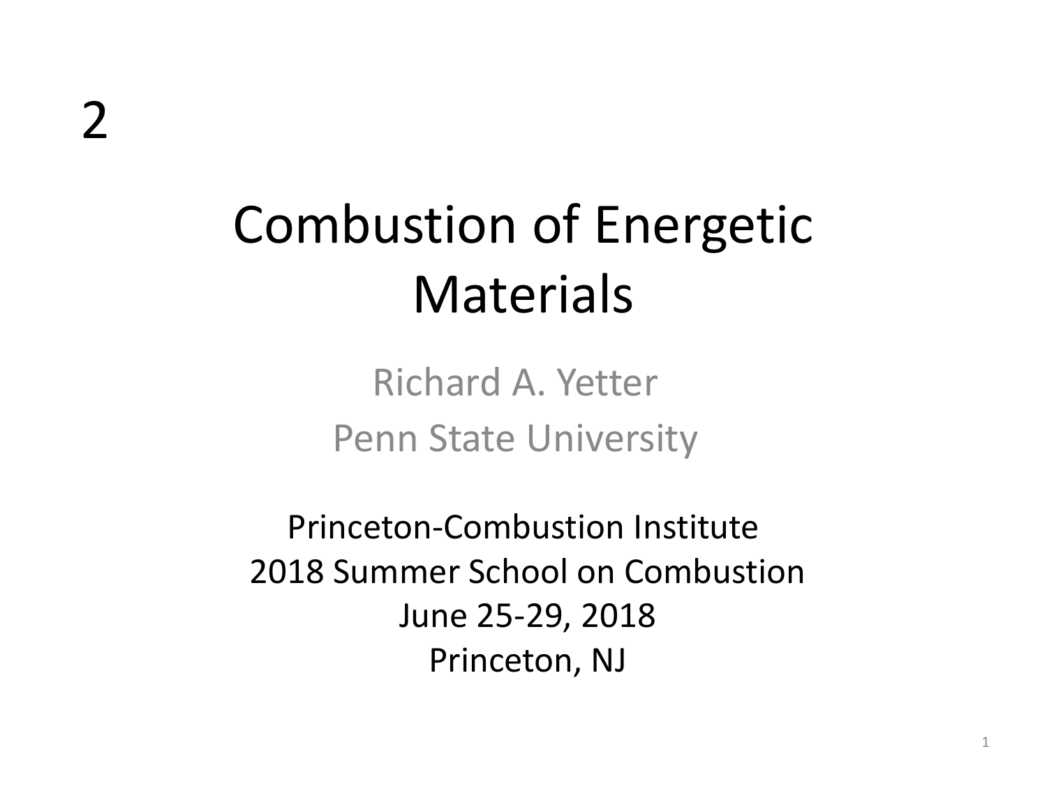2

# Combustion of Energetic Materials

Richard A. Yetter

Penn State University

Princeton-Combustion Institute

2018 Summer School on Combustion

June 25-29, 2018

Princeton, NJ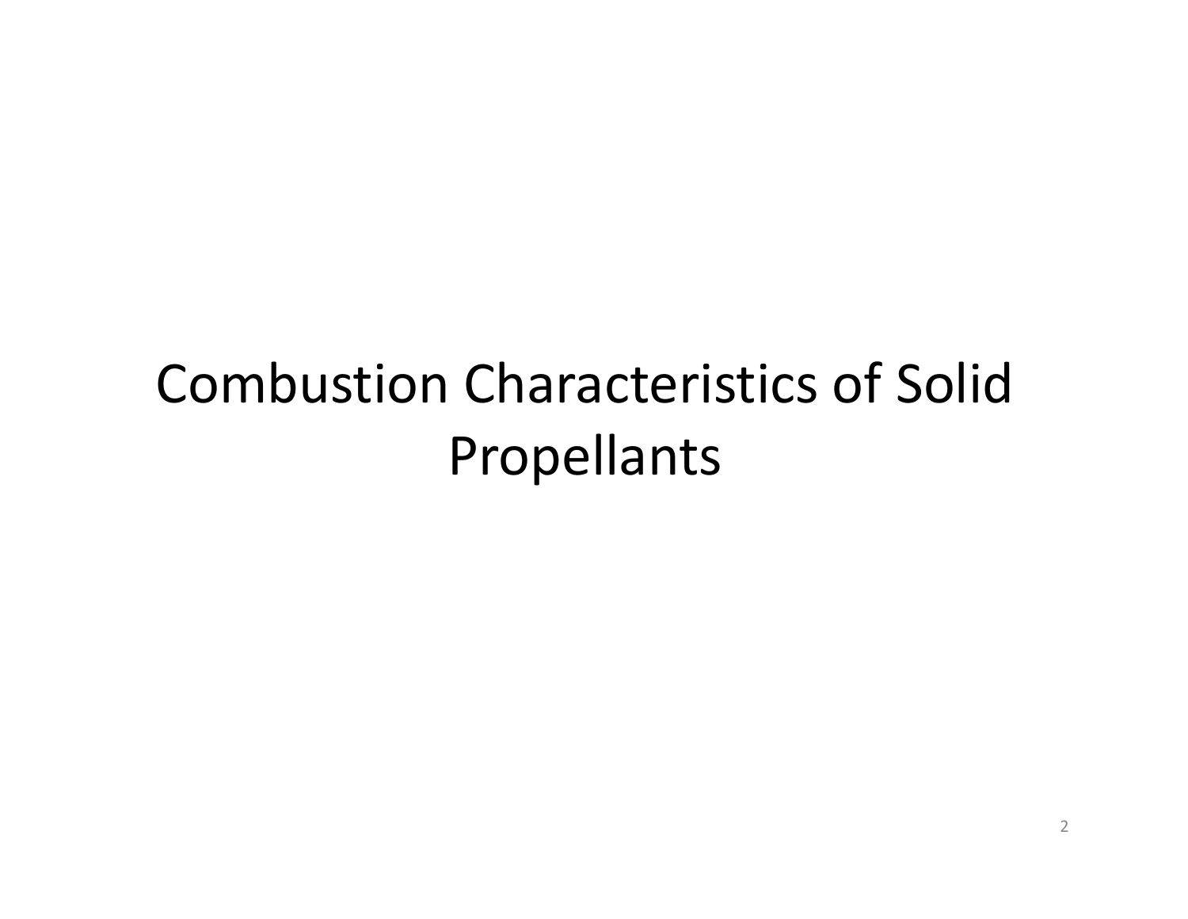# Combustion Characteristics of Solid Propellants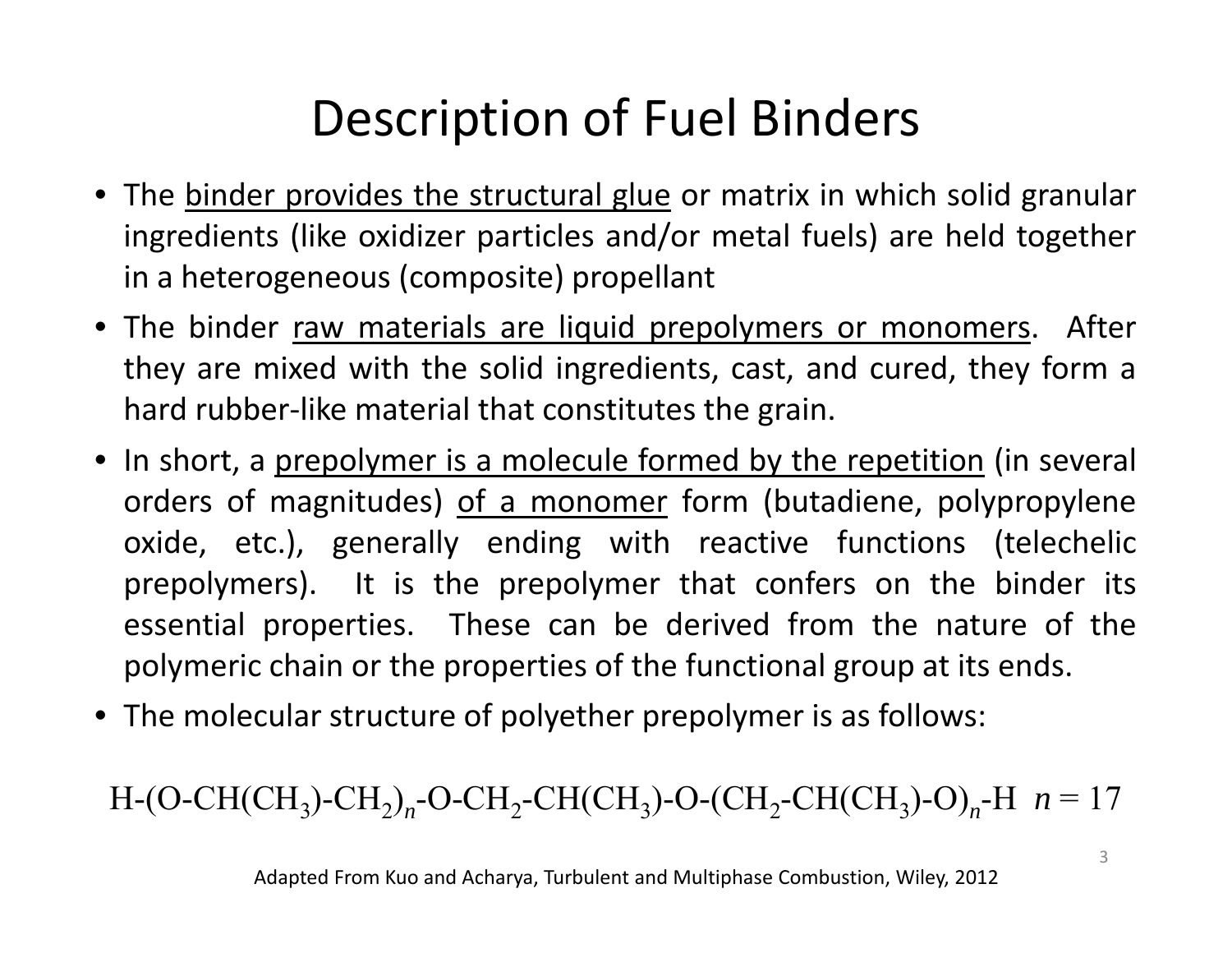# Description of Fuel Binders

- The binder provides the structural glue or matrix in which solid granular ingredients (like oxidizer particles and/or metal fuels) are held together in a heterogeneous (composite) propellant
- The binder raw materials are liquid prepolymers or monomers. After they are mixed with the solid ingredients, cast, and cured, they form a hard rubber-like material that constitutes the grain.
- In short, a prepolymer is a molecule formed by the repetition (in several orders of magnitudes) of a monomer form (butadiene, polypropylene oxide, etc.), generally ending with reactive functions (telechelic prepolymers). It is the prepolymer that confers on the binder its essential properties. These can be derived from the nature of the polymeric chain or the properties of the functional group at its ends.
- The molecular structure of polyether prepolymer is as follows:

$$H\text{-}(O\text{-}CH(CH_3)\text{-}CH_2)_n\text{-}O\text{-}CH_2\text{-}CH(CH_3)\text{-}O\text{-}(CH_2\text{-}CH(CH_3)\text{-}O)_n\text{-}H \quad n = 17$$

Adapted From Kuo and Acharya, Turbulent and Multiphase Combustion, Wiley, 2012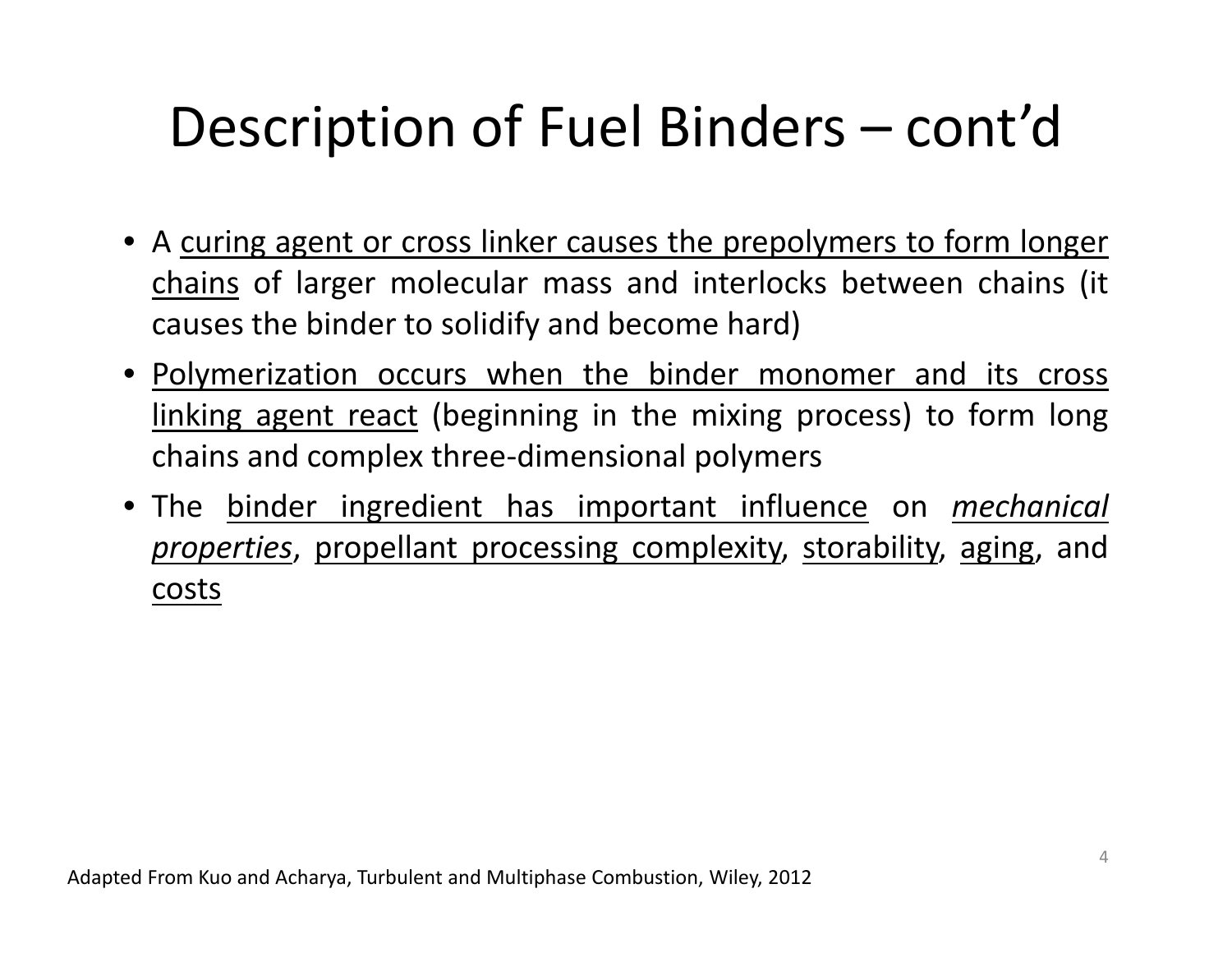# Description of Fuel Binders – cont'd

- A <u>curing agent or cross linker causes the prepolymers to form longer chains</u> of larger molecular mass and interlocks between chains (it causes the binder to solidify and become hard)
- <u>Polymerization occurs when the binder monomer and its cross linking agent react</u> (beginning in the mixing process) to form long chains and complex three-dimensional polymers
- The <u>binder ingredient has important influence</u> on <u>*mechanical properties*</u>, <u>propellant processing complexity</u>, <u>storability</u>, <u>aging</u>, and <u>costs</u>

Adapted From Kuo and Acharya, Turbulent and Multiphase Combustion, Wiley, 2012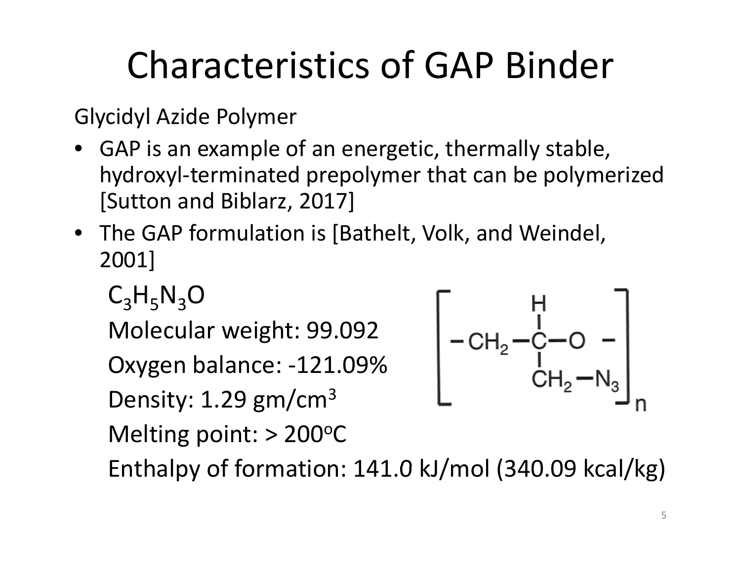# Characteristics of GAP Binder

Glycidyl Azide Polymer

- GAP is an example of an energetic, thermally stable, hydroxyl-terminated prepolymer that can be polymerized [Sutton and Biblarz, 2017]
- The GAP formulation is [Bathelt, Volk, and Weindel, 2001]

$C_3H_5N_3O$

Molecular weight: 99.092

Oxygen balance: -121.09%

Density: 1.29 gm/cm$^3$

Melting point: > 200$^o$C

Enthalpy of formation: 141.0 kJ/mol (340.09 kcal/kg)

$$\left[ -CH_2-\underset{\underset{CH_2-N_3}{|}}{\overset{\overset{H}{|}}{C}}-O- \right]_n$$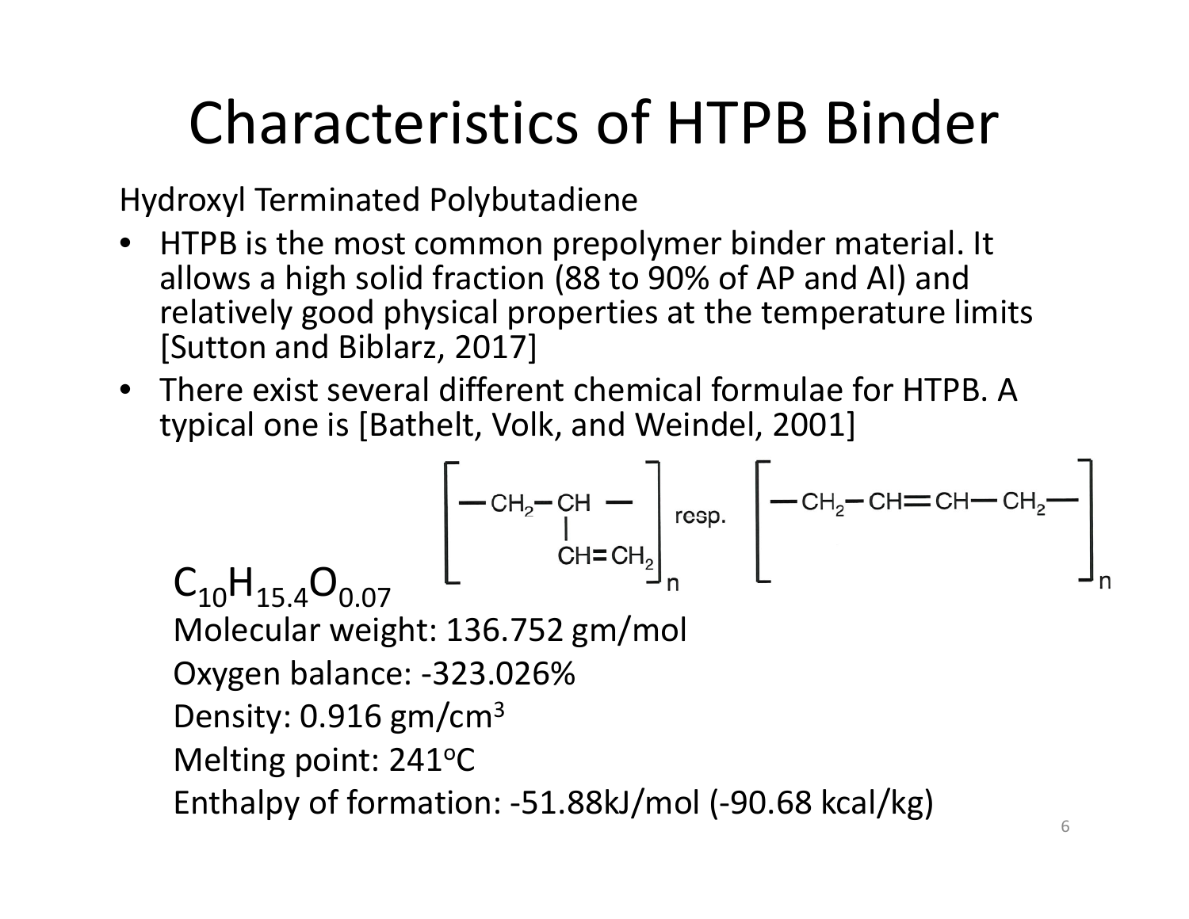# Characteristics of HTPB Binder

Hydroxyl Terminated Polybutadiene

- HTPB is the most common prepolymer binder material. It allows a high solid fraction (88 to 90% of AP and Al) and relatively good physical properties at the temperature limits [Sutton and Biblarz, 2017]
- There exist several different chemical formulae for HTPB. A typical one is [Bathelt, Volk, and Weindel, 2001]

$$\left[ -CH_2-\underset{\displaystyle CH=CH_2}{\underset{|}{CH}}- \right]_n \text{ resp. } \left[ -CH_2-CH=CH-CH_2- \right]_n$$

$C_{10}H_{15.4}O_{0.07}$

Molecular weight: 136.752 gm/mol

Oxygen balance: -323.026%

Density: 0.916 gm/cm$^3$

Melting point: 241$^o$C

Enthalpy of formation: -51.88kJ/mol (-90.68 kcal/kg)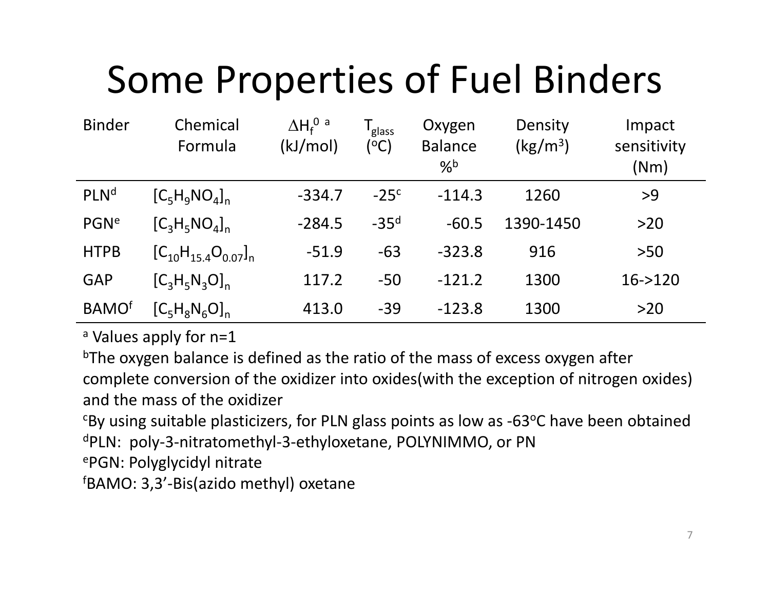# Some Properties of Fuel Binders

| Binder | Chemical Formula | $\Delta H_f^0$ [a] (kJ/mol) | $T_{glass}$ ($^oC$) | Oxygen Balance %[b] | Density ($kg/m^3$) | Impact sensitivity (Nm) |
|---|---|---|---|---|---|---|
| PLN[d] | $[C_5H_9NO_4]_n$ | -334.7 | -25[c] | -114.3 | 1260 | >9 |
| PGN[e] | $[C_3H_5NO_4]_n$ | -284.5 | -35[d] | -60.5 | 1390-1450 | >20 |
| HTPB | $[C_{10}H_{15.4}O_{0.07}]_n$ | -51.9 | -63 | -323.8 | 916 | >50 |
| GAP | $[C_3H_5N_3O]_n$ | 117.2 | -50 | -121.2 | 1300 | 16->120 |
| BAMO[f] | $[C_5H_8N_6O]_n$ | 413.0 | -39 | -123.8 | 1300 | >20 |

[a] Values apply for n=1

[b] The oxygen balance is defined as the ratio of the mass of excess oxygen after complete conversion of the oxidizer into oxides(with the exception of nitrogen oxides) and the mass of the oxidizer

[c] By using suitable plasticizers, for PLN glass points as low as -63$^o$C have been obtained

[d] PLN: poly-3-nitratomethyl-3-ethyloxetane, POLYNIMMO, or PN

[e] PGN: Polyglycidyl nitrate

[f] BAMO: 3,3'-Bis(azido methyl) oxetane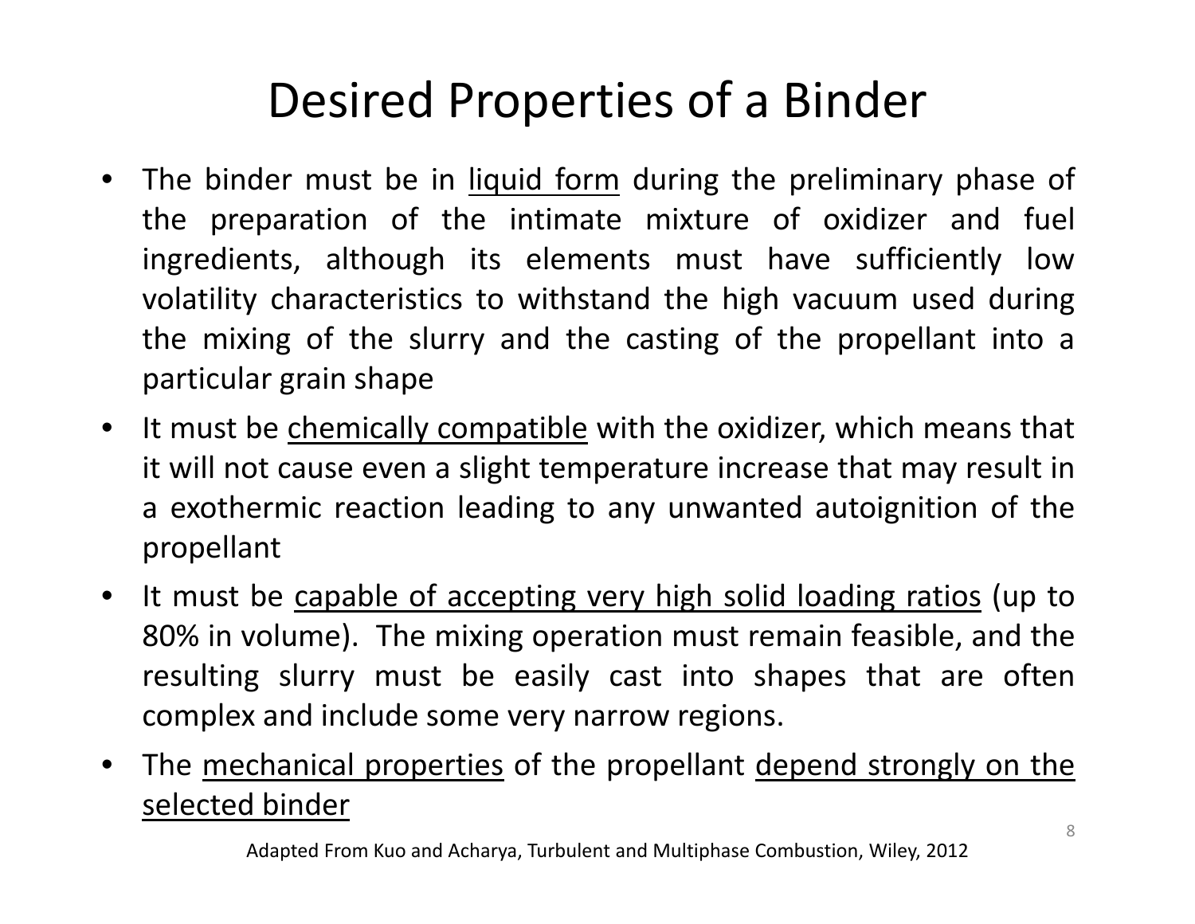# Desired Properties of a Binder

- The binder must be in <u>liquid form</u> during the preliminary phase of the preparation of the intimate mixture of oxidizer and fuel ingredients, although its elements must have sufficiently low volatility characteristics to withstand the high vacuum used during the mixing of the slurry and the casting of the propellant into a particular grain shape
- It must be <u>chemically compatible</u> with the oxidizer, which means that it will not cause even a slight temperature increase that may result in a exothermic reaction leading to any unwanted autoignition of the propellant
- It must be <u>capable of accepting very high solid loading ratios</u> (up to 80% in volume). The mixing operation must remain feasible, and the resulting slurry must be easily cast into shapes that are often complex and include some very narrow regions.
- The <u>mechanical properties</u> of the propellant <u>depend strongly on the selected binder</u>

Adapted From Kuo and Acharya, Turbulent and Multiphase Combustion, Wiley, 2012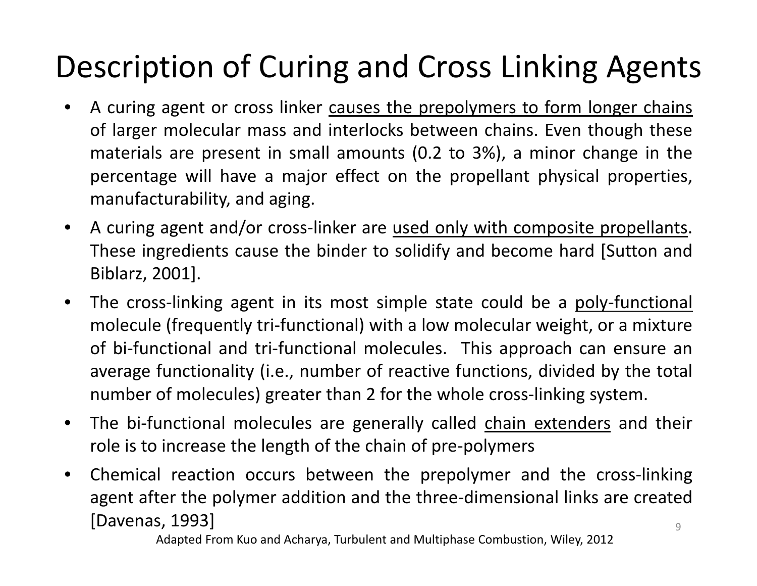# Description of Curing and Cross Linking Agents

- A curing agent or cross linker causes the prepolymers to form longer chains of larger molecular mass and interlocks between chains. Even though these materials are present in small amounts (0.2 to 3%), a minor change in the percentage will have a major effect on the propellant physical properties, manufacturability, and aging.
- A curing agent and/or cross-linker are used only with composite propellants. These ingredients cause the binder to solidify and become hard [Sutton and Biblarz, 2001].
- The cross-linking agent in its most simple state could be a poly-functional molecule (frequently tri-functional) with a low molecular weight, or a mixture of bi-functional and tri-functional molecules. This approach can ensure an average functionality (i.e., number of reactive functions, divided by the total number of molecules) greater than 2 for the whole cross-linking system.
- The bi-functional molecules are generally called chain extenders and their role is to increase the length of the chain of pre-polymers
- Chemical reaction occurs between the prepolymer and the cross-linking agent after the polymer addition and the three-dimensional links are created [Davenas, 1993]

Adapted From Kuo and Acharya, Turbulent and Multiphase Combustion, Wiley, 2012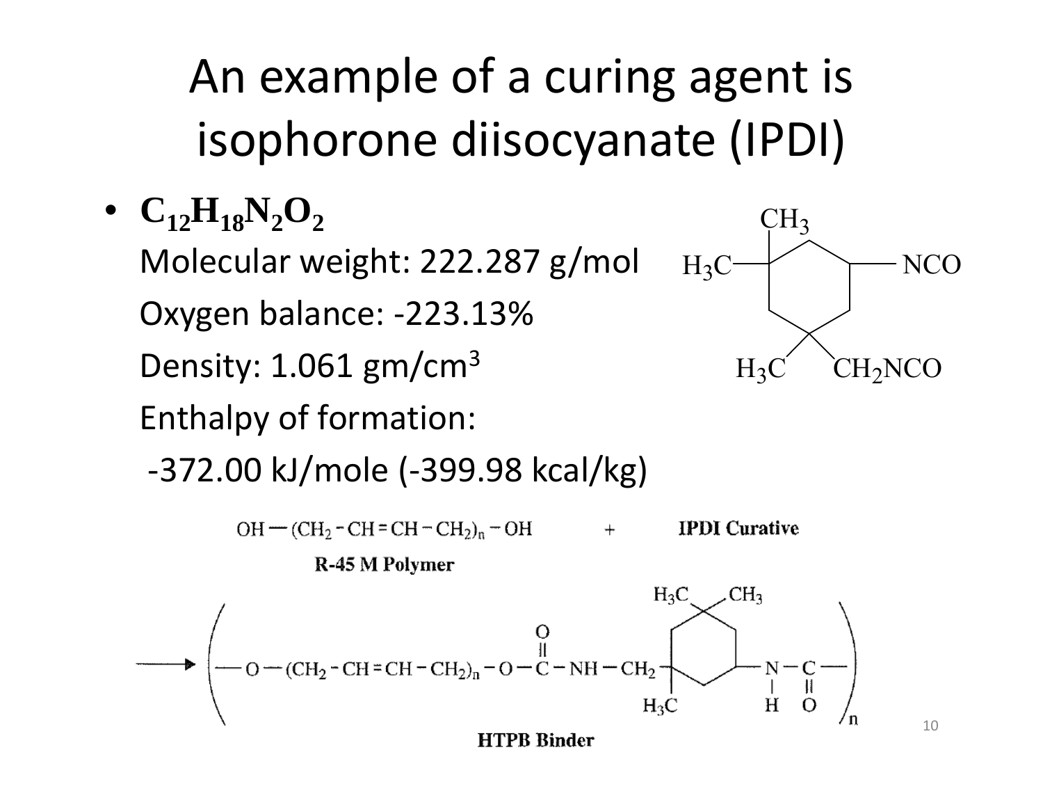# An example of a curing agent is isophorone diisocyanate (IPDI)

- $C_{12}H_{18}N_2O_2$

  Molecular weight: 222.287 g/mol

  Oxygen balance: -223.13%

  Density: 1.061 gm/cm$^3$

  Enthalpy of formation:

  -372.00 kJ/mole (-399.98 kcal/kg)

$OH-(CH_2-CH=CH-CH_2)_n-OH$ + **IPDI Curative**

**R-45 M Polymer**

**HTPB Binder**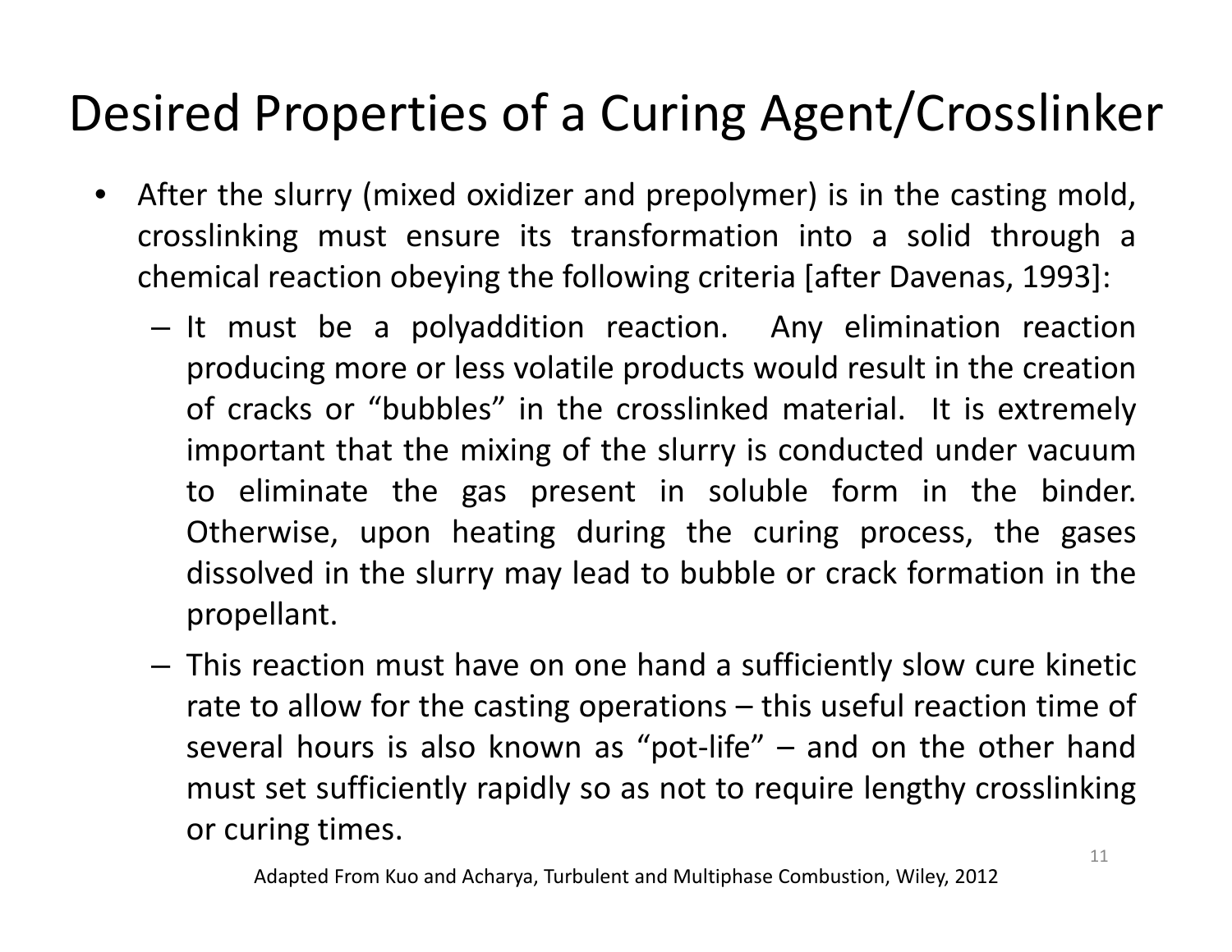# Desired Properties of a Curing Agent/Crosslinker

- After the slurry (mixed oxidizer and prepolymer) is in the casting mold, crosslinking must ensure its transformation into a solid through a chemical reaction obeying the following criteria [after Davenas, 1993]:
  - It must be a polyaddition reaction. Any elimination reaction producing more or less volatile products would result in the creation of cracks or "bubbles" in the crosslinked material. It is extremely important that the mixing of the slurry is conducted under vacuum to eliminate the gas present in soluble form in the binder. Otherwise, upon heating during the curing process, the gases dissolved in the slurry may lead to bubble or crack formation in the propellant.
  - This reaction must have on one hand a sufficiently slow cure kinetic rate to allow for the casting operations – this useful reaction time of several hours is also known as "pot-life" – and on the other hand must set sufficiently rapidly so as not to require lengthy crosslinking or curing times.

Adapted From Kuo and Acharya, Turbulent and Multiphase Combustion, Wiley, 2012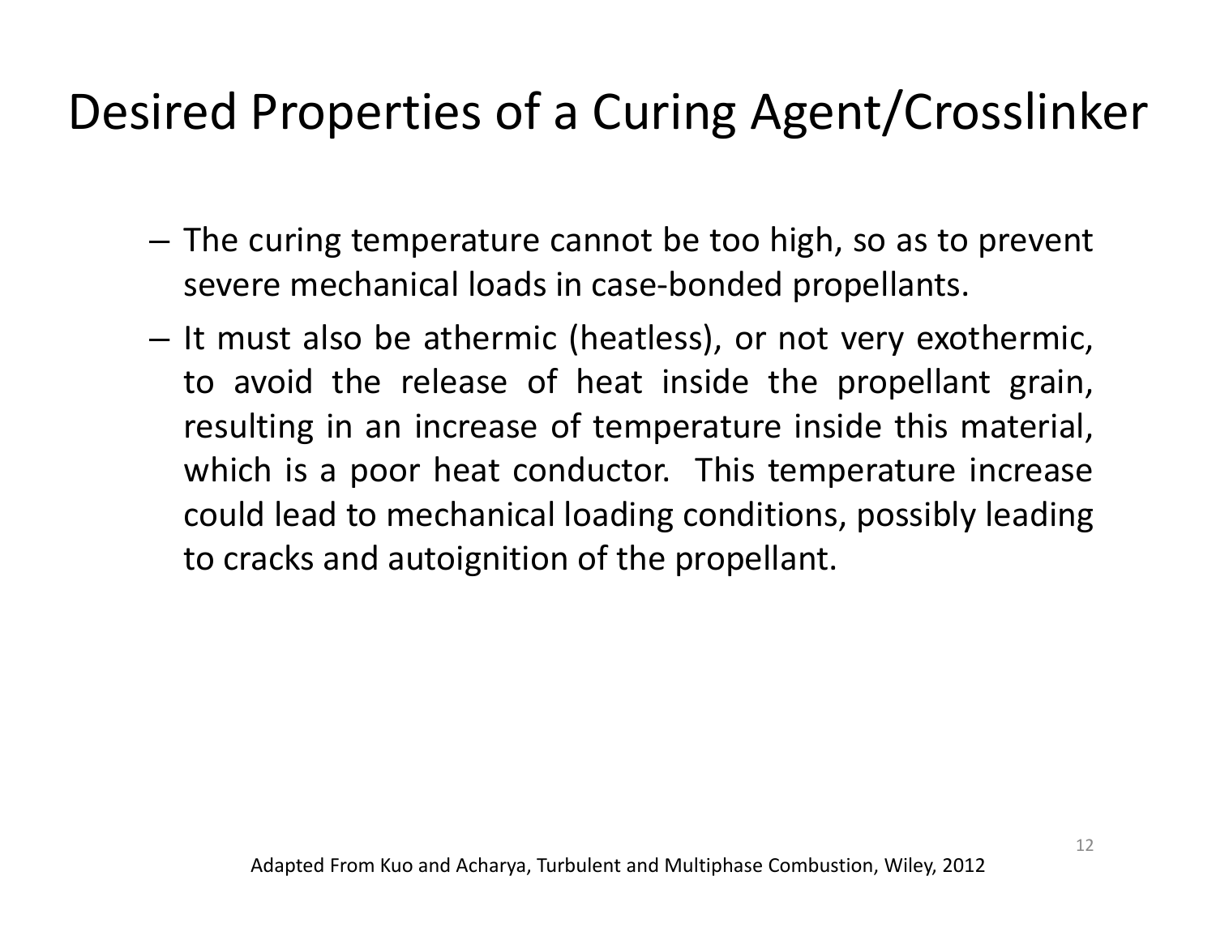# Desired Properties of a Curing Agent/Crosslinker

- The curing temperature cannot be too high, so as to prevent severe mechanical loads in case-bonded propellants.
- It must also be athermic (heatless), or not very exothermic, to avoid the release of heat inside the propellant grain, resulting in an increase of temperature inside this material, which is a poor heat conductor. This temperature increase could lead to mechanical loading conditions, possibly leading to cracks and autoignition of the propellant.

Adapted From Kuo and Acharya, Turbulent and Multiphase Combustion, Wiley, 2012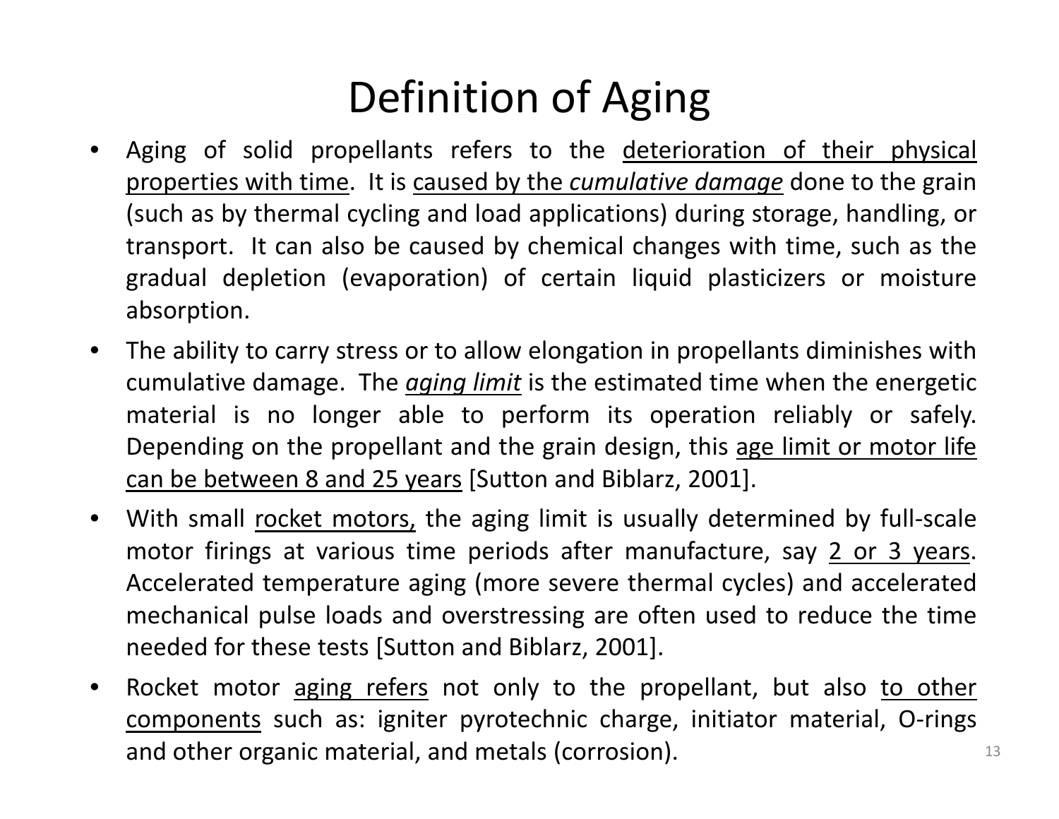# Definition of Aging

- Aging of solid propellants refers to the deterioration of their physical properties with time. It is caused by the *cumulative damage* done to the grain (such as by thermal cycling and load applications) during storage, handling, or transport. It can also be caused by chemical changes with time, such as the gradual depletion (evaporation) of certain liquid plasticizers or moisture absorption.
- The ability to carry stress or to allow elongation in propellants diminishes with cumulative damage. The *aging limit* is the estimated time when the energetic material is no longer able to perform its operation reliably or safely. Depending on the propellant and the grain design, this age limit or motor life can be between 8 and 25 years [Sutton and Biblarz, 2001].
- With small rocket motors, the aging limit is usually determined by full-scale motor firings at various time periods after manufacture, say 2 or 3 years. Accelerated temperature aging (more severe thermal cycles) and accelerated mechanical pulse loads and overstressing are often used to reduce the time needed for these tests [Sutton and Biblarz, 2001].
- Rocket motor aging refers not only to the propellant, but also to other components such as: igniter pyrotechnic charge, initiator material, O-rings and other organic material, and metals (corrosion).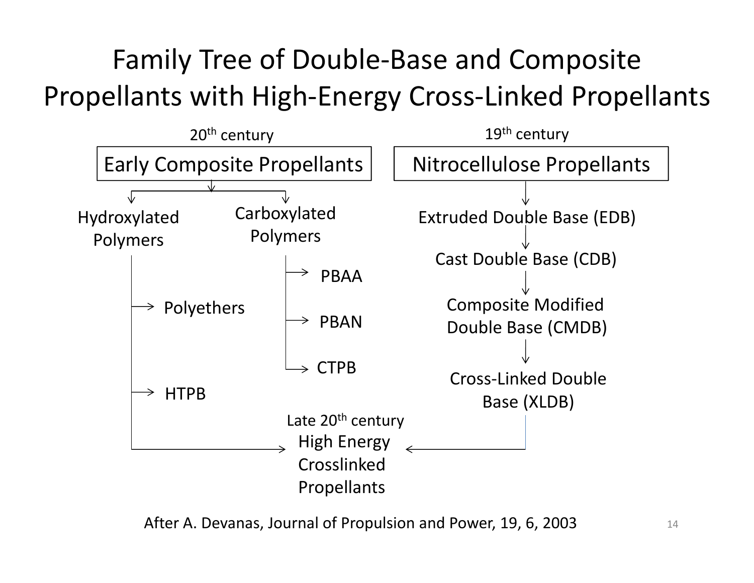# Family Tree of Double-Base and Composite Propellants with High-Energy Cross-Linked Propellants

20th century

**Early Composite Propellants**

- Hydroxylated Polymers
  - Polyethers
  - HTPB
- Carboxylated Polymers
  - PBAA
  - PBAN
  - CTPB

19th century

**Nitrocellulose Propellants**

- Extruded Double Base (EDB)
- Cast Double Base (CDB)
- Composite Modified Double Base (CMDB)
- Cross-Linked Double Base (XLDB)

Late 20th century

High Energy Crosslinked Propellants

After A. Devanas, Journal of Propulsion and Power, 19, 6, 2003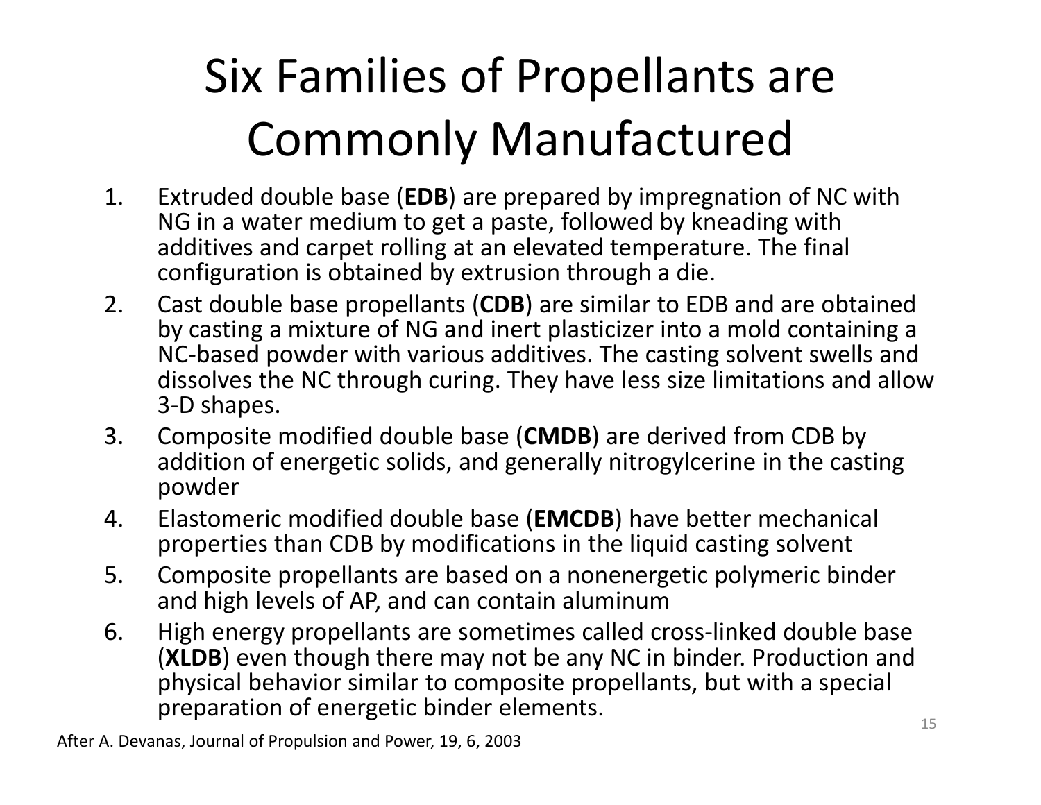# Six Families of Propellants are Commonly Manufactured

1. Extruded double base (**EDB**) are prepared by impregnation of NC with NG in a water medium to get a paste, followed by kneading with additives and carpet rolling at an elevated temperature. The final configuration is obtained by extrusion through a die.
2. Cast double base propellants (**CDB**) are similar to EDB and are obtained by casting a mixture of NG and inert plasticizer into a mold containing a NC-based powder with various additives. The casting solvent swells and dissolves the NC through curing. They have less size limitations and allow 3-D shapes.
3. Composite modified double base (**CMDB**) are derived from CDB by addition of energetic solids, and generally nitrogylcerine in the casting powder
4. Elastomeric modified double base (**EMCDB**) have better mechanical properties than CDB by modifications in the liquid casting solvent
5. Composite propellants are based on a nonenergetic polymeric binder and high levels of AP, and can contain aluminum
6. High energy propellants are sometimes called cross-linked double base (**XLDB**) even though there may not be any NC in binder. Production and physical behavior similar to composite propellants, but with a special preparation of energetic binder elements.

After A. Devanas, Journal of Propulsion and Power, 19, 6, 2003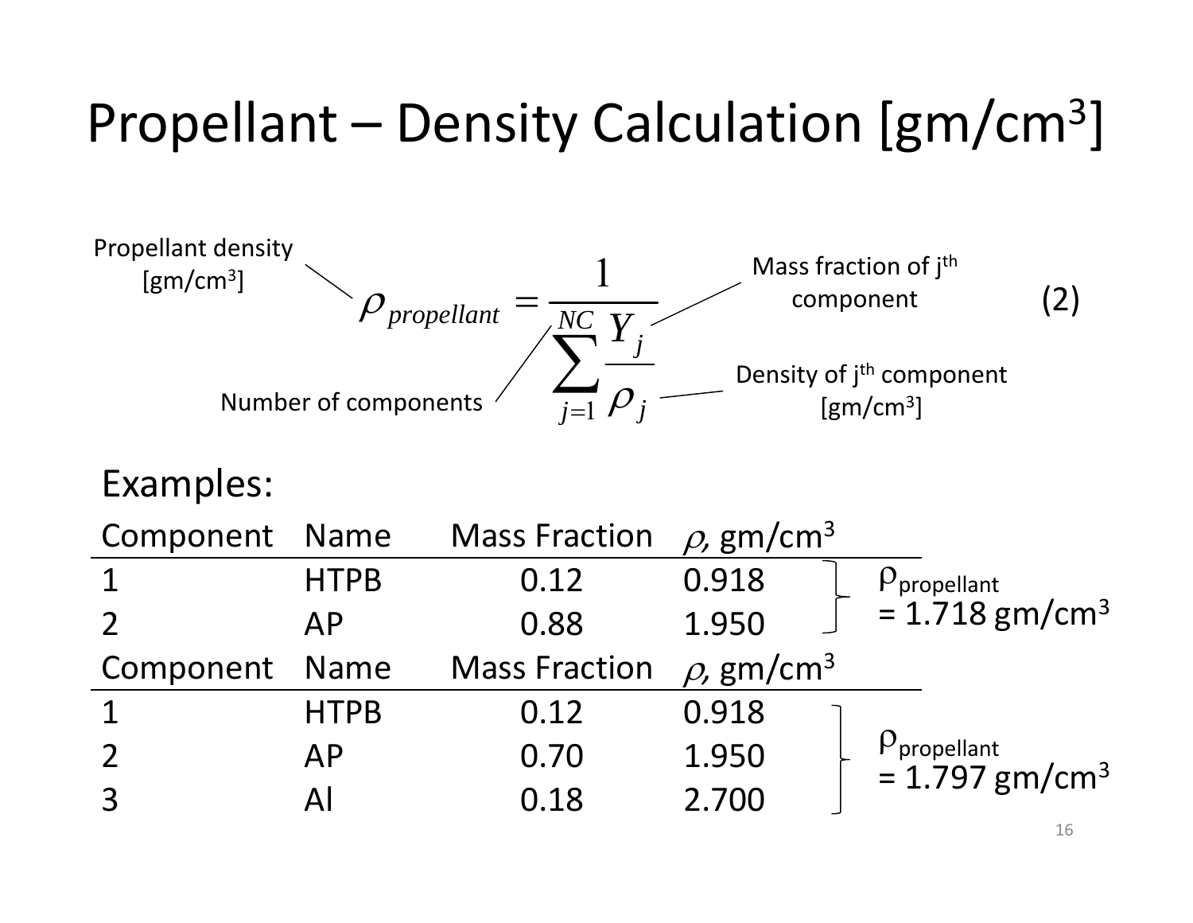# Propellant – Density Calculation [gm/cm³]

$$\rho_{propellant} = \frac{1}{\sum_{j=1}^{NC} \frac{Y_j}{\rho_j}} \qquad (2)$$

- $\rho_{propellant}$: Propellant density [gm/cm³]
- $NC$: Number of components
- $Y_j$: Mass fraction of j[th] component
- $\rho_j$: Density of j[th] component [gm/cm³]

Examples:

| Component | Name | Mass Fraction | $\rho$, gm/cm³ | |
|---|---|---|---|---|
| 1 | HTPB | 0.12 | 0.918 | $\rho_{propellant}$ = 1.718 gm/cm³ |
| 2 | AP | 0.88 | 1.950 | |

| Component | Name | Mass Fraction | $\rho$, gm/cm³ | |
|---|---|---|---|---|
| 1 | HTPB | 0.12 | 0.918 | $\rho_{propellant}$ = 1.797 gm/cm³ |
| 2 | AP | 0.70 | 1.950 | |
| 3 | Al | 0.18 | 2.700 | |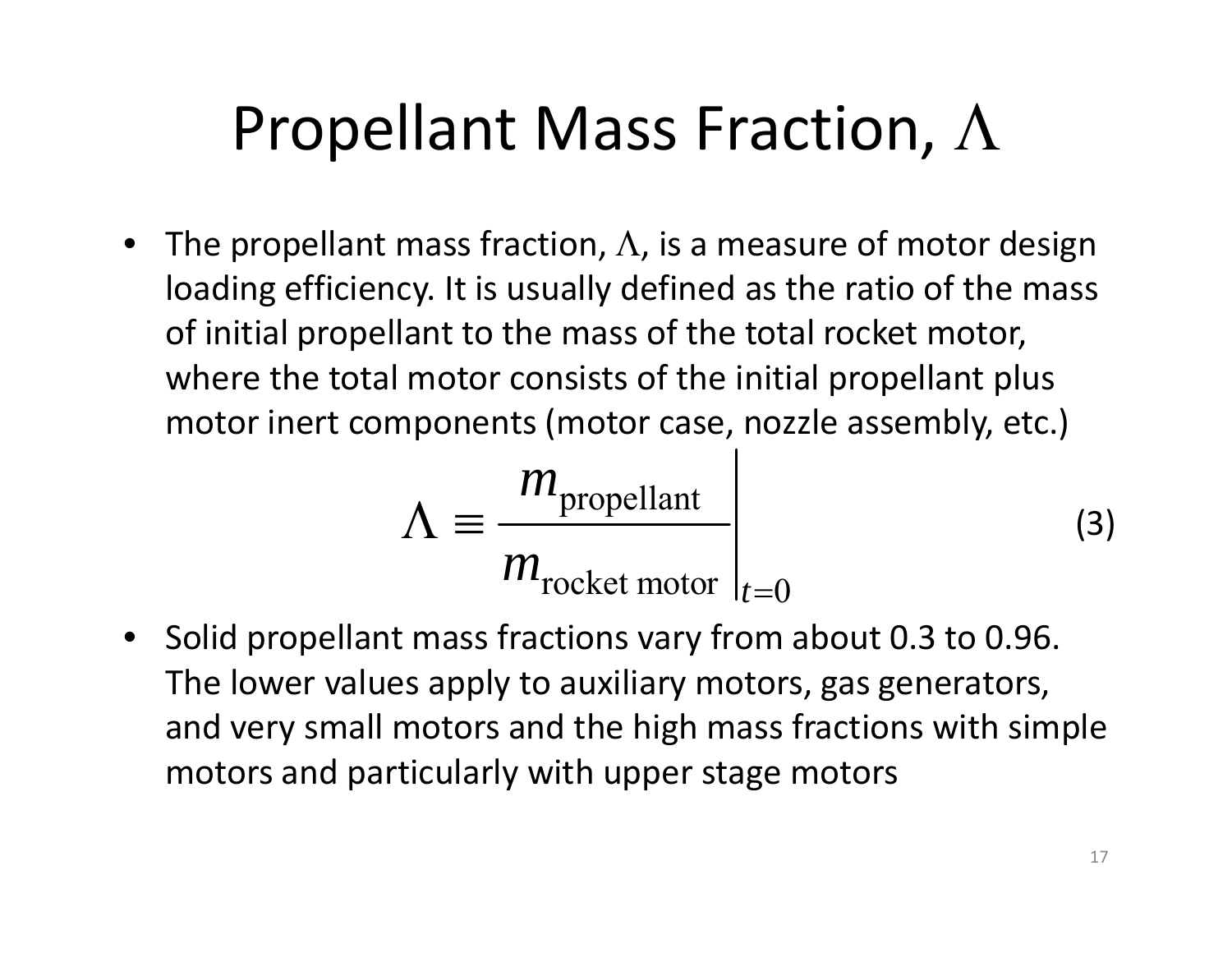# Propellant Mass Fraction, $\Lambda$

- The propellant mass fraction, $\Lambda$, is a measure of motor design loading efficiency. It is usually defined as the ratio of the mass of initial propellant to the mass of the total rocket motor, where the total motor consists of the initial propellant plus motor inert components (motor case, nozzle assembly, etc.)

$$\Lambda \equiv \left. \frac{m_{\text{propellant}}}{m_{\text{rocket motor}}} \right|_{t=0} \tag{3}$$

- Solid propellant mass fractions vary from about 0.3 to 0.96. The lower values apply to auxiliary motors, gas generators, and very small motors and the high mass fractions with simple motors and particularly with upper stage motors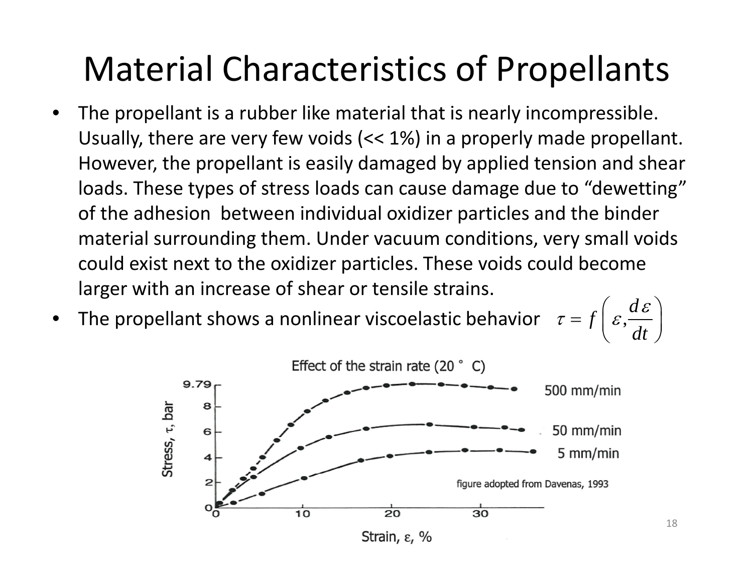# Material Characteristics of Propellants

- The propellant is a rubber like material that is nearly incompressible. Usually, there are very few voids (<< 1%) in a properly made propellant. However, the propellant is easily damaged by applied tension and shear loads. These types of stress loads can cause damage due to "dewetting" of the adhesion between individual oxidizer particles and the binder material surrounding them. Under vacuum conditions, very small voids could exist next to the oxidizer particles. These voids could become larger with an increase of shear or tensile strains.
- The propellant shows a nonlinear viscoelastic behavior $\tau = f\left(\varepsilon, \frac{d\varepsilon}{dt}\right)$

Effect of the strain rate (20 ° C)

figure adopted from Davenas, 1993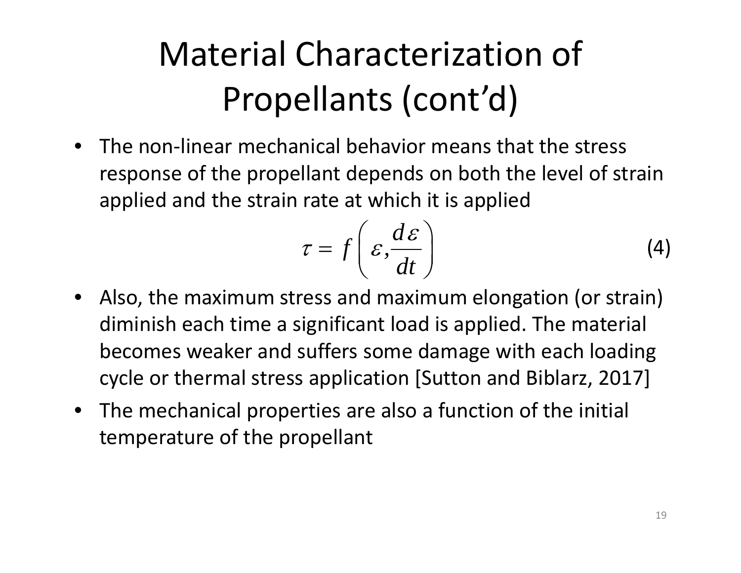# Material Characterization of Propellants (cont'd)

- The non-linear mechanical behavior means that the stress response of the propellant depends on both the level of strain applied and the strain rate at which it is applied

$$\tau = f\left(\varepsilon, \frac{d\varepsilon}{dt}\right) \tag{4}$$

- Also, the maximum stress and maximum elongation (or strain) diminish each time a significant load is applied. The material becomes weaker and suffers some damage with each loading cycle or thermal stress application [Sutton and Biblarz, 2017]
- The mechanical properties are also a function of the initial temperature of the propellant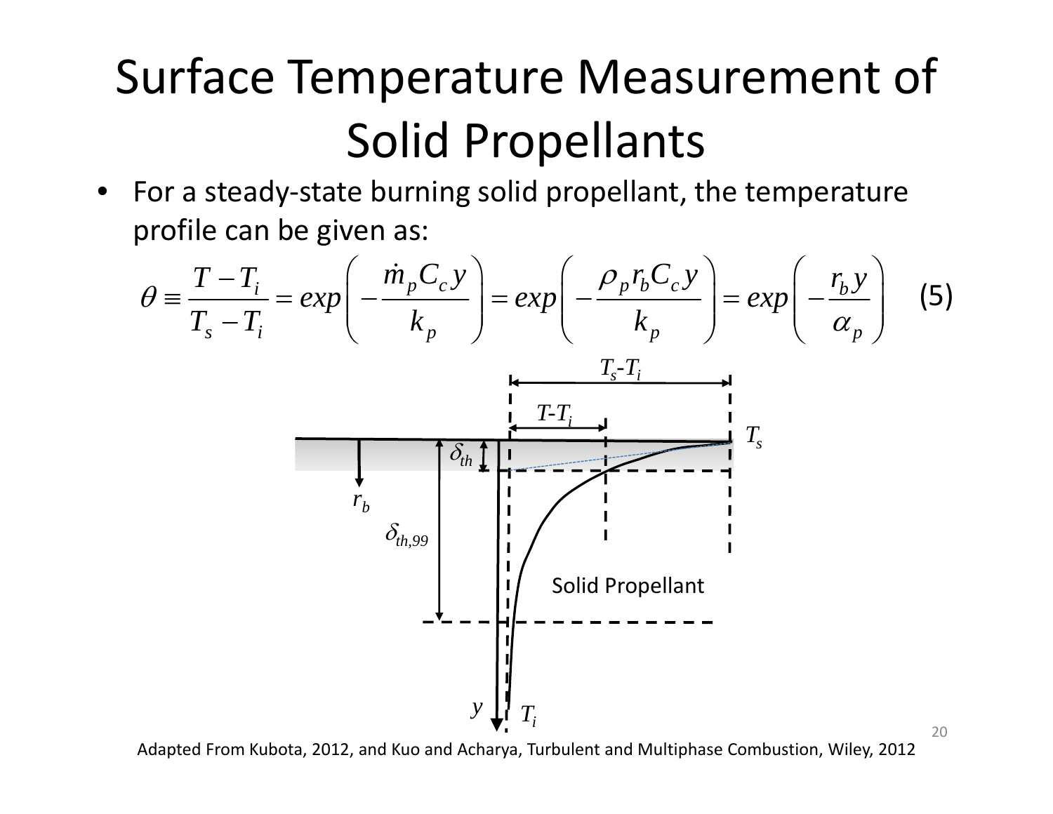# Surface Temperature Measurement of Solid Propellants

- For a steady-state burning solid propellant, the temperature profile can be given as:

$$\theta \equiv \frac{T - T_i}{T_s - T_i} = exp\left(-\frac{\dot{m}_p C_c y}{k_p}\right) = exp\left(-\frac{\rho_p r_b C_c y}{k_p}\right) = exp\left(-\frac{r_b y}{\alpha_p}\right) \quad (5)$$

Adapted From Kubota, 2012, and Kuo and Acharya, Turbulent and Multiphase Combustion, Wiley, 2012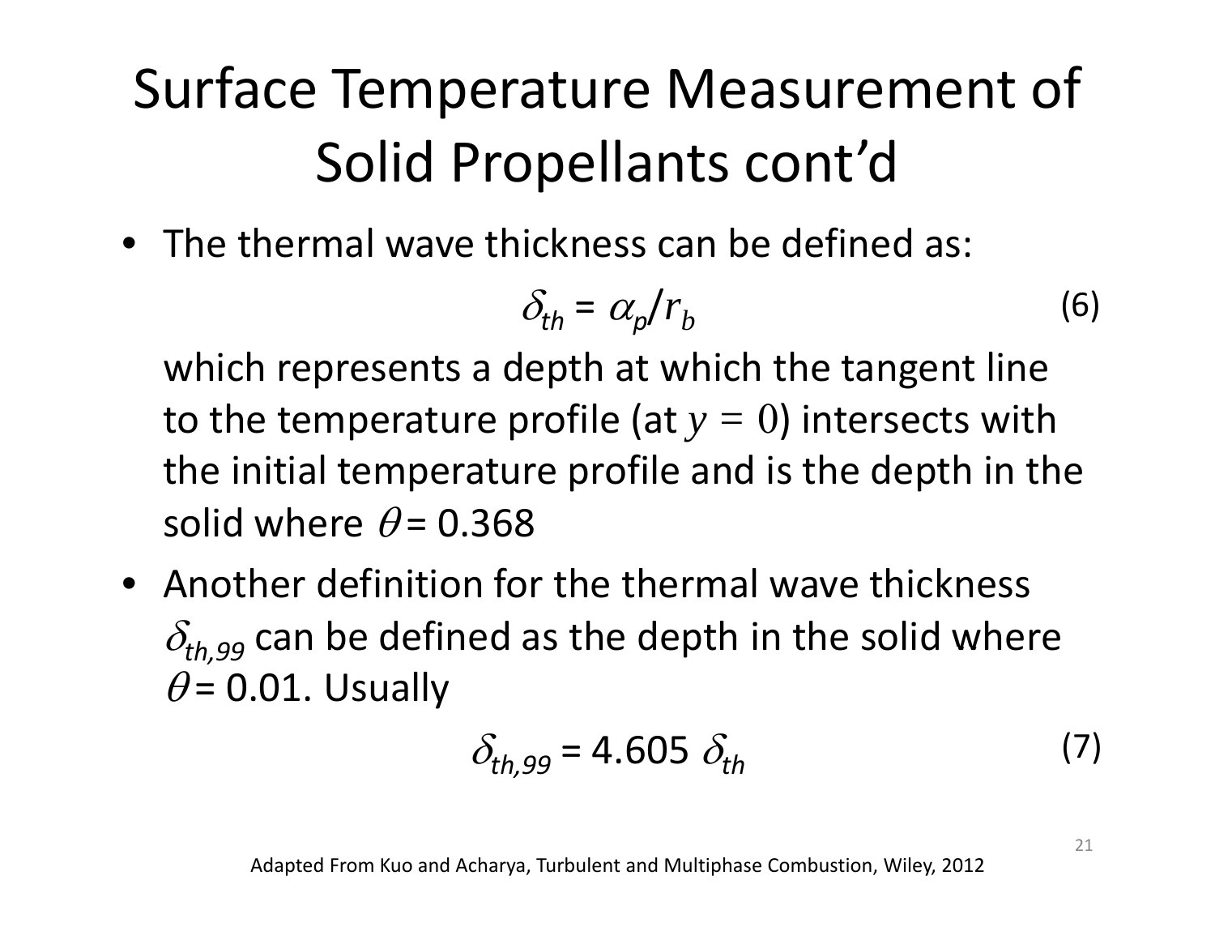# Surface Temperature Measurement of Solid Propellants cont'd

- The thermal wave thickness can be defined as:

$$\delta_{th} = \alpha_p / r_b \tag{6}$$

  which represents a depth at which the tangent line to the temperature profile (at $y = 0$) intersects with the initial temperature profile and is the depth in the solid where $\theta = 0.368$

- Another definition for the thermal wave thickness $\delta_{th,99}$ can be defined as the depth in the solid where $\theta = 0.01$. Usually

$$\delta_{th,99} = 4.605\ \delta_{th} \tag{7}$$

Adapted From Kuo and Acharya, Turbulent and Multiphase Combustion, Wiley, 2012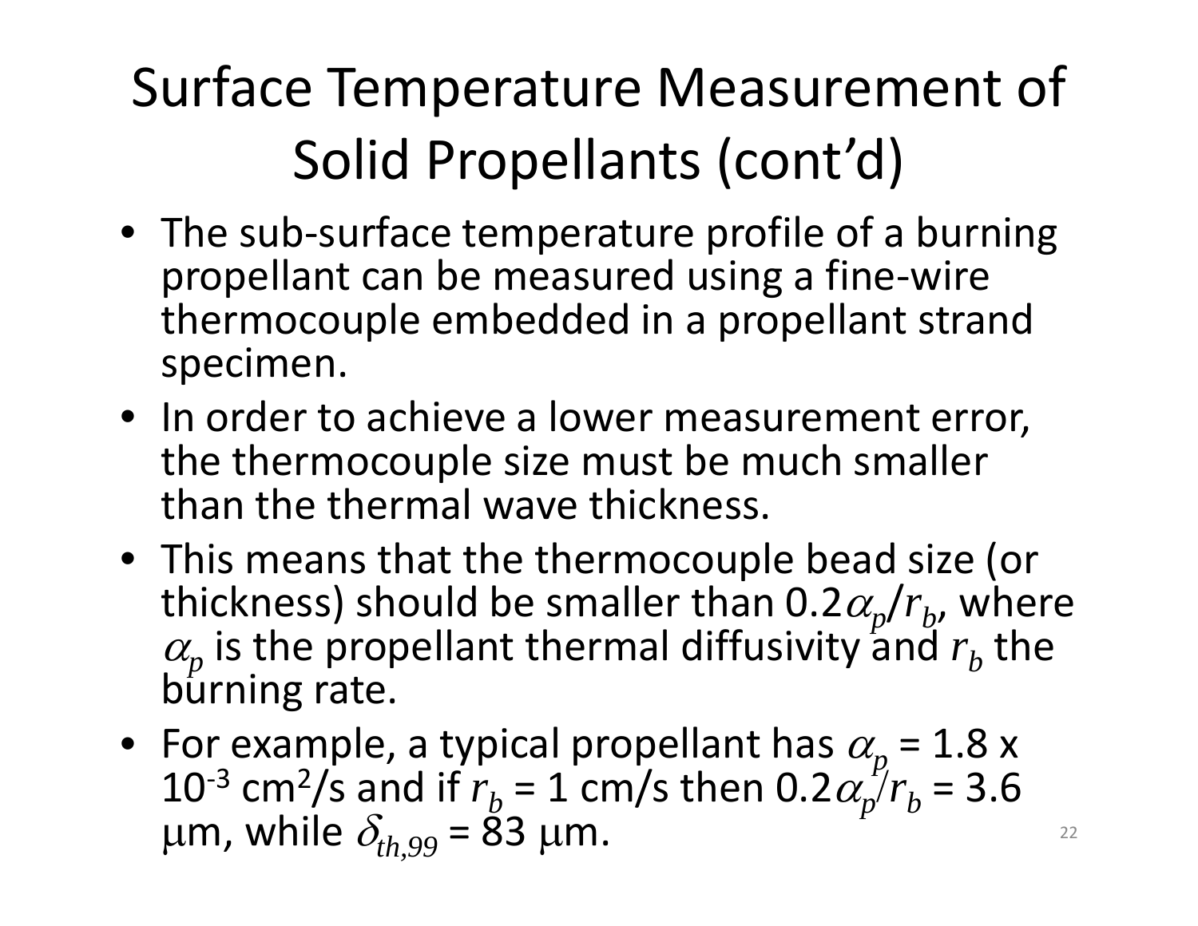# Surface Temperature Measurement of Solid Propellants (cont'd)

- The sub-surface temperature profile of a burning propellant can be measured using a fine-wire thermocouple embedded in a propellant strand specimen.
- In order to achieve a lower measurement error, the thermocouple size must be much smaller than the thermal wave thickness.
- This means that the thermocouple bead size (or thickness) should be smaller than $0.2\alpha_p/r_b$, where $\alpha_p$ is the propellant thermal diffusivity and $r_b$ the burning rate.
- For example, a typical propellant has $\alpha_p = 1.8 \times 10^{-3}$ cm$^2$/s and if $r_b = 1$ cm/s then $0.2\alpha_p/r_b = 3.6$ $\mu$m, while $\delta_{th,99} = 83$ $\mu$m.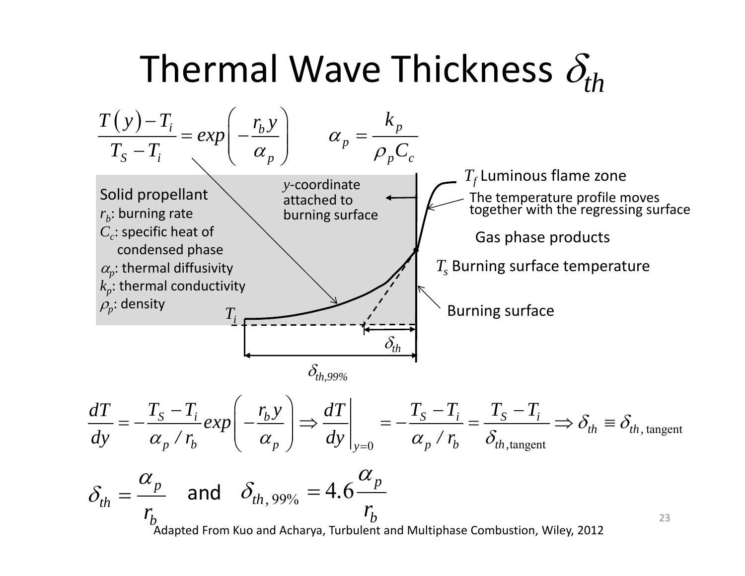# Thermal Wave Thickness $\delta_{th}$

$$\frac{T(y)-T_i}{T_S-T_i} = exp\left(-\frac{r_b y}{\alpha_p}\right) \qquad \alpha_p = \frac{k_p}{\rho_p C_c}$$

Solid propellant
$r_b$: burning rate
$C_c$: specific heat of condensed phase
$\alpha_p$: thermal diffusivity
$k_p$: thermal conductivity
$\rho_p$: density

$y$-coordinate attached to burning surface

$T_f$ Luminous flame zone

The temperature profile moves together with the regressing surface

Gas phase products

$T_s$ Burning surface temperature

Burning surface

$T_i$

$\delta_{th}$

$\delta_{th,99\%}$

$$\frac{dT}{dy} = -\frac{T_S-T_i}{\alpha_p/r_b} exp\left(-\frac{r_b y}{\alpha_p}\right) \Rightarrow \left.\frac{dT}{dy}\right|_{y=0} = -\frac{T_S-T_i}{\alpha_p/r_b} = \frac{T_S-T_i}{\delta_{th,\text{tangent}}} \Rightarrow \delta_{th} \equiv \delta_{th,\text{tangent}}$$

$$\delta_{th} = \frac{\alpha_p}{r_b} \quad \text{and} \quad \delta_{th,99\%} = 4.6\frac{\alpha_p}{r_b}$$

Adapted From Kuo and Acharya, Turbulent and Multiphase Combustion, Wiley, 2012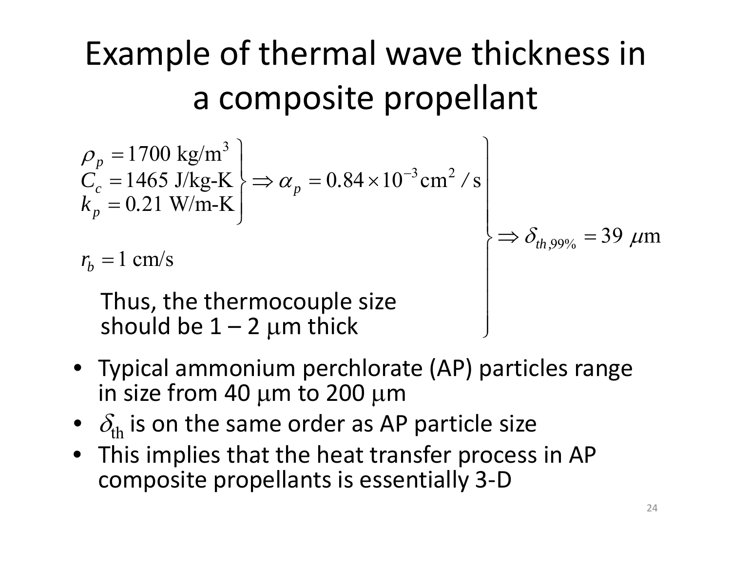# Example of thermal wave thickness in a composite propellant

$$\left.\begin{array}{l} \left.\begin{array}{l} \rho_p = 1700 \text{ kg/m}^3 \\ C_c = 1465 \text{ J/kg-K} \\ k_p = 0.21 \text{ W/m-K} \end{array}\right\} \Rightarrow \alpha_p = 0.84 \times 10^{-3} \text{cm}^2/\text{s} \\ \\ r_b = 1 \text{ cm/s} \end{array}\right\} \Rightarrow \delta_{th,99\%} = 39\ \mu\text{m}$$

Thus, the thermocouple size should be 1 – 2 μm thick

- Typical ammonium perchlorate (AP) particles range in size from 40 μm to 200 μm
- $\delta_{\text{th}}$ is on the same order as AP particle size
- This implies that the heat transfer process in AP composite propellants is essentially 3-D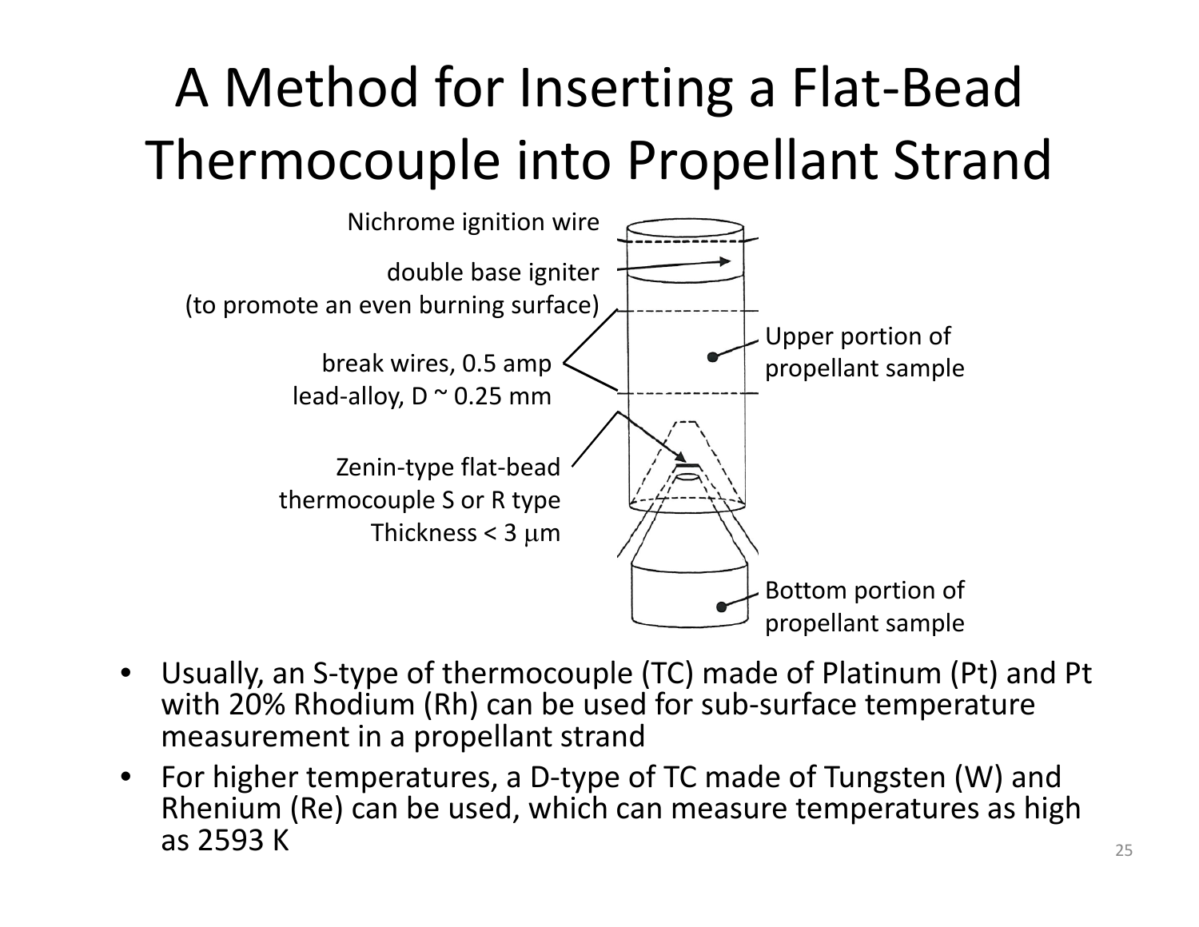# A Method for Inserting a Flat-Bead Thermocouple into Propellant Strand

Nichrome ignition wire

double base igniter
(to promote an even burning surface)

break wires, 0.5 amp
lead-alloy, D ~ 0.25 mm

Zenin-type flat-bead
thermocouple S or R type
Thickness < 3 μm

Upper portion of
propellant sample

Bottom portion of
propellant sample

- Usually, an S-type of thermocouple (TC) made of Platinum (Pt) and Pt with 20% Rhodium (Rh) can be used for sub-surface temperature measurement in a propellant strand
- For higher temperatures, a D-type of TC made of Tungsten (W) and Rhenium (Re) can be used, which can measure temperatures as high as 2593 K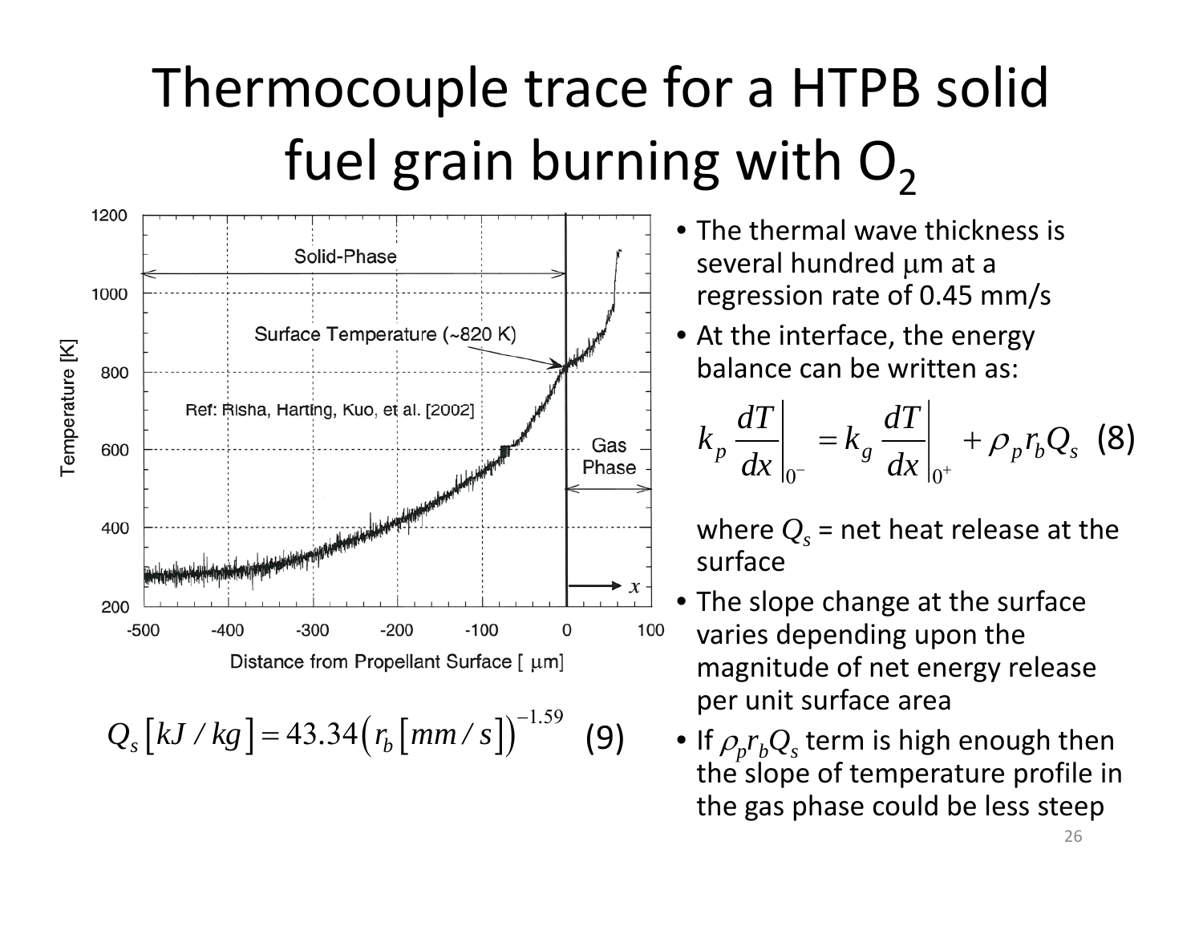# Thermocouple trace for a HTPB solid fuel grain burning with $O_2$

- The thermal wave thickness is several hundred μm at a regression rate of 0.45 mm/s
- At the interface, the energy balance can be written as:

$$k_p \left.\frac{dT}{dx}\right|_{0^-} = k_g \left.\frac{dT}{dx}\right|_{0^+} + \rho_p r_b Q_s \quad (8)$$

where $Q_s$ = net heat release at the surface

- The slope change at the surface varies depending upon the magnitude of net energy release per unit surface area
- If $\rho_p r_b Q_s$ term is high enough then the slope of temperature profile in the gas phase could be less steep

$$Q_s \left[kJ/kg\right] = 43.34\left(r_b\left[mm/s\right]\right)^{-1.59} \quad (9)$$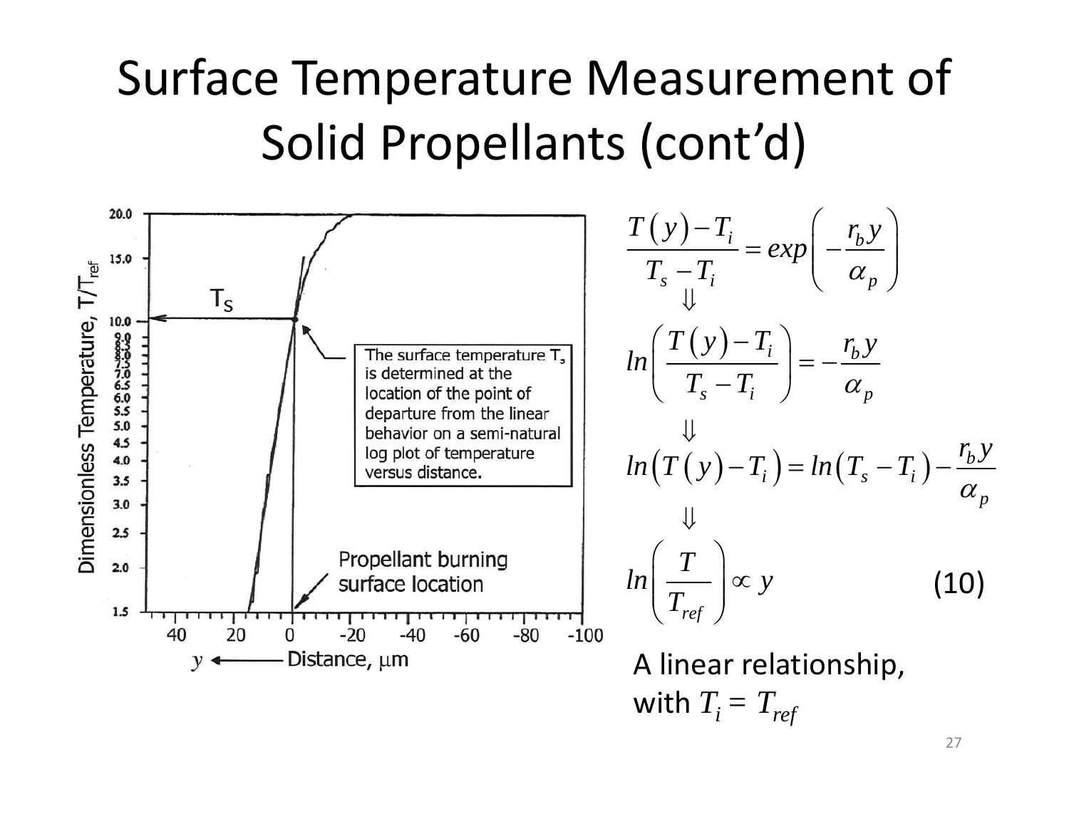# Surface Temperature Measurement of Solid Propellants (cont'd)

$$\frac{T(y)-T_i}{T_s-T_i}=exp\left(-\frac{r_b y}{\alpha_p}\right)$$

$$\Downarrow$$

$$ln\left(\frac{T(y)-T_i}{T_s-T_i}\right)=-\frac{r_b y}{\alpha_p}$$

$$\Downarrow$$

$$ln\left(T(y)-T_i\right)=ln\left(T_s-T_i\right)-\frac{r_b y}{\alpha_p}$$

$$\Downarrow$$

$$ln\left(\frac{T}{T_{ref}}\right)\propto y \qquad (10)$$

A linear relationship, with $T_i = T_{ref}$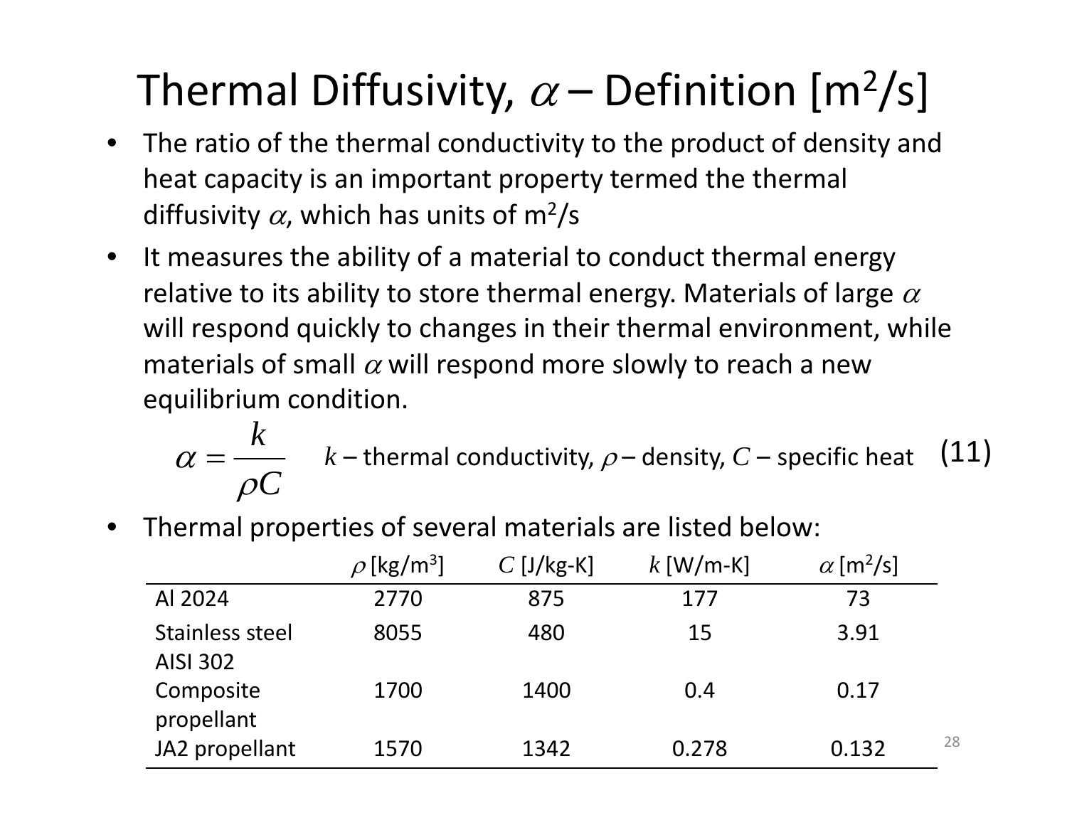# Thermal Diffusivity, $\alpha$ – Definition [m$^2$/s]

- The ratio of the thermal conductivity to the product of density and heat capacity is an important property termed the thermal diffusivity $\alpha$, which has units of m$^2$/s
- It measures the ability of a material to conduct thermal energy relative to its ability to store thermal energy. Materials of large $\alpha$ will respond quickly to changes in their thermal environment, while materials of small $\alpha$ will respond more slowly to reach a new equilibrium condition.

$$\alpha = \frac{k}{\rho C} \quad k \text{ – thermal conductivity, } \rho \text{ – density, } C \text{ – specific heat} \tag{11}$$

- Thermal properties of several materials are listed below:

| | $\rho$ [kg/m$^3$] | $C$ [J/kg-K] | $k$ [W/m-K] | $\alpha$ [m$^2$/s] |
|---|---|---|---|---|
| Al 2024 | 2770 | 875 | 177 | 73 |
| Stainless steel AISI 302 | 8055 | 480 | 15 | 3.91 |
| Composite propellant | 1700 | 1400 | 0.4 | 0.17 |
| JA2 propellant | 1570 | 1342 | 0.278 | 0.132 |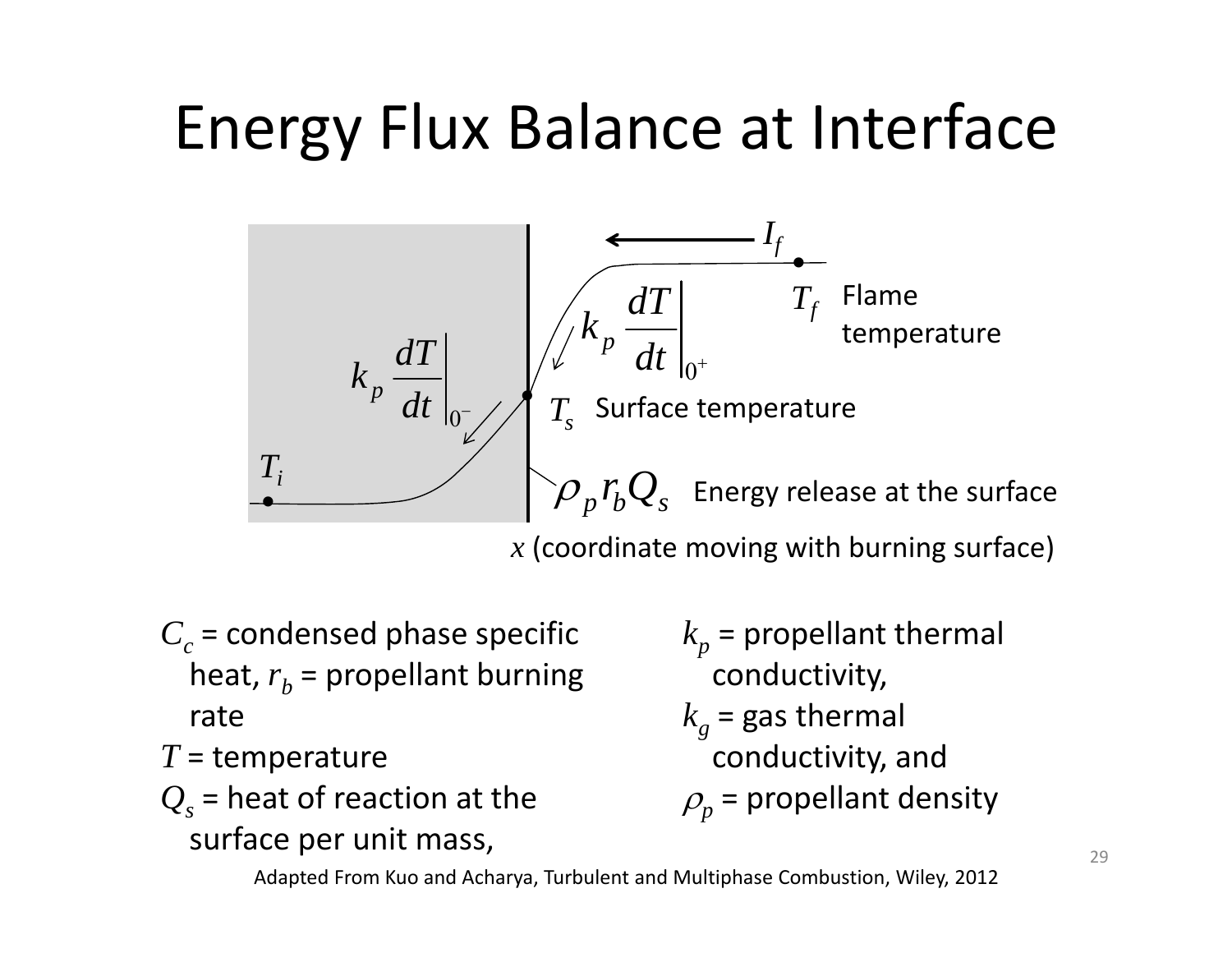# Energy Flux Balance at Interface

$I_f$

$k_p \left.\frac{dT}{dt}\right|_{0^+}$

$T_f$ Flame temperature

$k_p \left.\frac{dT}{dt}\right|_{0^-}$

$T_s$ Surface temperature

$T_i$

$\rho_p r_b Q_s$ Energy release at the surface

$x$ (coordinate moving with burning surface)

$C_c$ = condensed phase specific heat, $r_b$ = propellant burning rate

$T$ = temperature

$Q_s$ = heat of reaction at the surface per unit mass,

$k_p$ = propellant thermal conductivity,

$k_g$ = gas thermal conductivity, and

$\rho_p$ = propellant density

Adapted From Kuo and Acharya, Turbulent and Multiphase Combustion, Wiley, 2012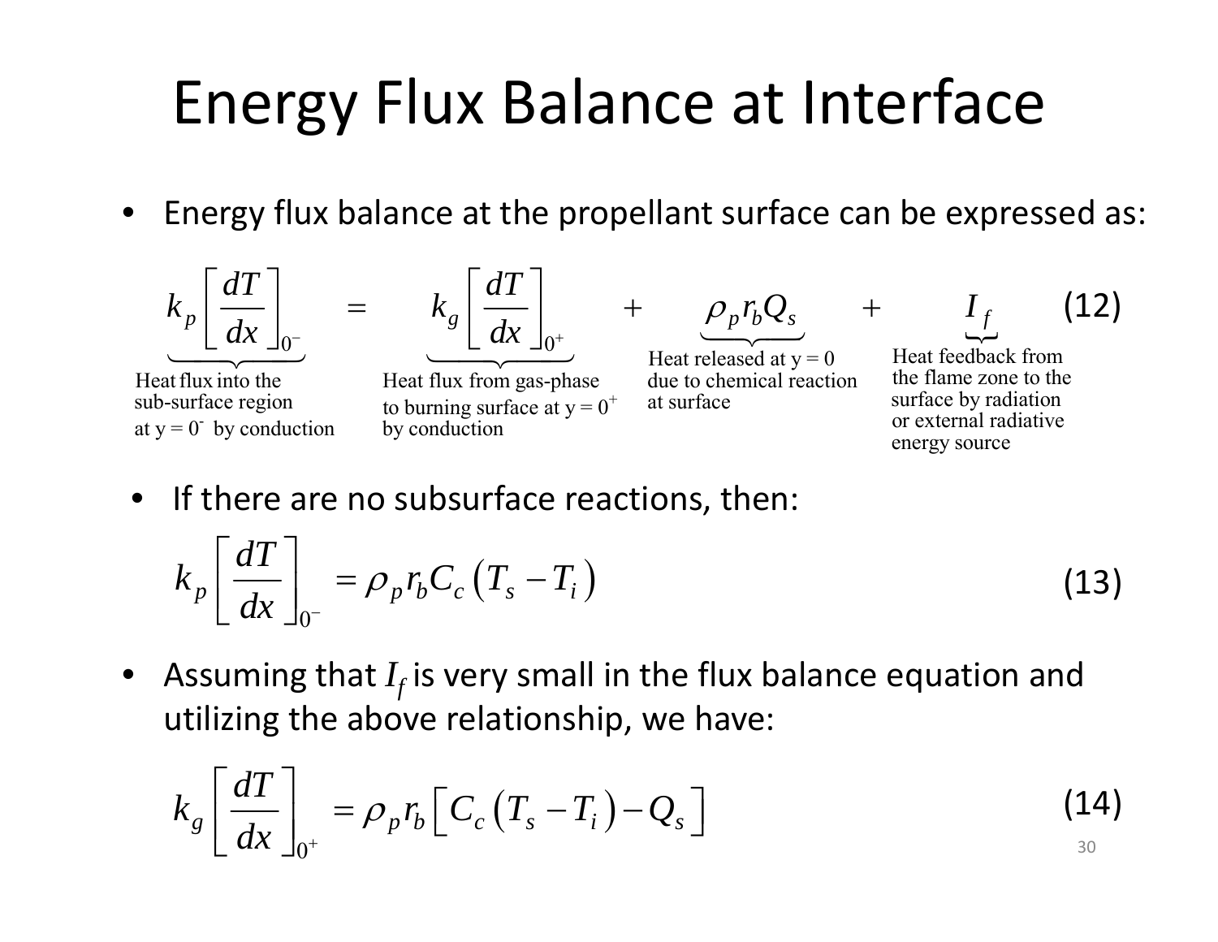# Energy Flux Balance at Interface

- Energy flux balance at the propellant surface can be expressed as:

$$\underbrace{k_p\left[\frac{dT}{dx}\right]_{0^-}}_{\substack{\text{Heat flux into the}\\ \text{sub-surface region}\\ \text{at } y=0^- \text{ by conduction}}} = \underbrace{k_g\left[\frac{dT}{dx}\right]_{0^+}}_{\substack{\text{Heat flux from gas-phase}\\ \text{to burning surface at } y=0^+\\ \text{by conduction}}} + \underbrace{\rho_p r_b Q_s}_{\substack{\text{Heat released at } y=0\\ \text{due to chemical reaction}\\ \text{at surface}}} + \underbrace{I_f}_{\substack{\text{Heat feedback from}\\ \text{the flame zone to the}\\ \text{surface by radiation}\\ \text{or external radiative}\\ \text{energy source}}} \tag{12}$$

- If there are no subsurface reactions, then:

$$k_p\left[\frac{dT}{dx}\right]_{0^-} = \rho_p r_b C_c\left(T_s - T_i\right) \tag{13}$$

- Assuming that $I_f$ is very small in the flux balance equation and utilizing the above relationship, we have:

$$k_g\left[\frac{dT}{dx}\right]_{0^+} = \rho_p r_b\left[C_c\left(T_s - T_i\right) - Q_s\right] \tag{14}$$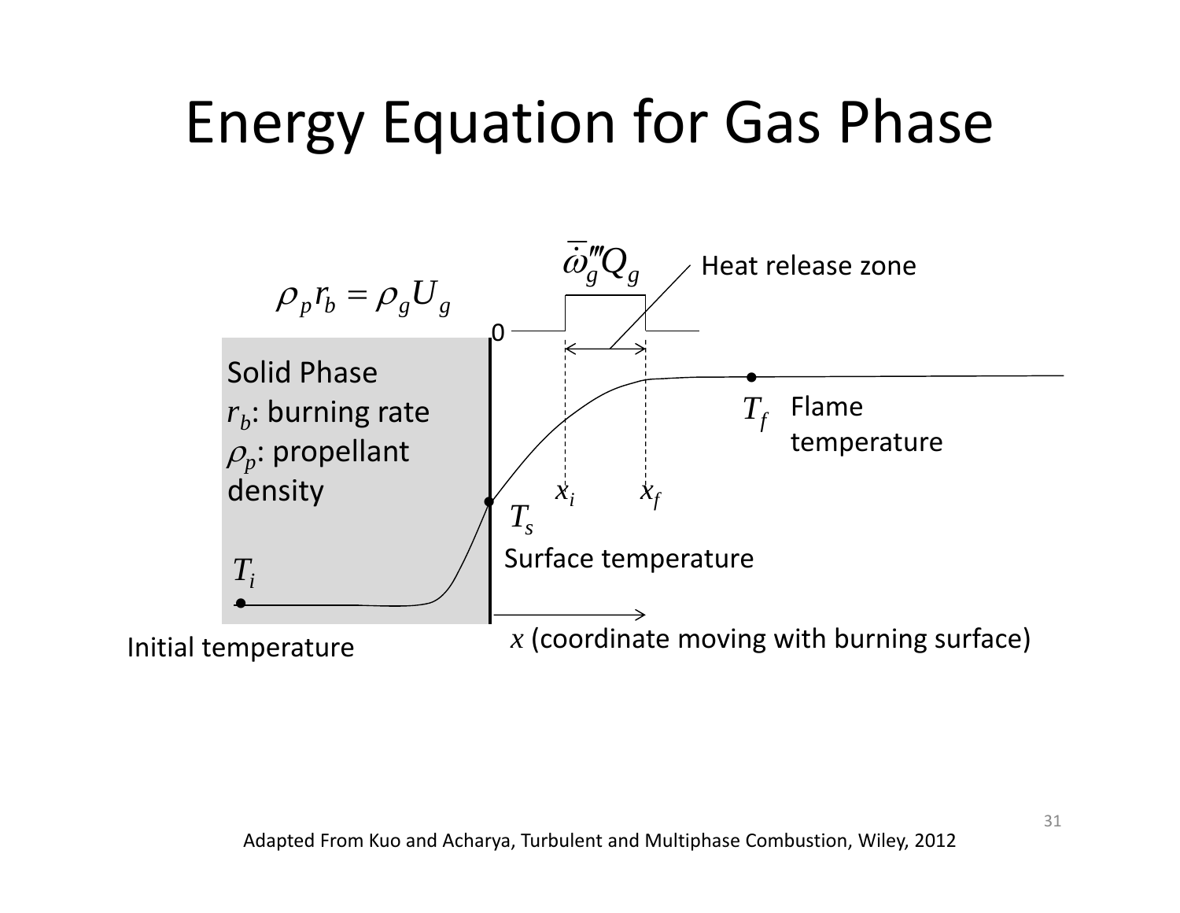# Energy Equation for Gas Phase

$$\rho_p r_b = \rho_g U_g$$

$\bar{\dot{\omega}}_g''' Q_g$ — Heat release zone

0

Solid Phase

$r_b$: burning rate

$\rho_p$: propellant density

$T_i$

Initial temperature

$T_s$

Surface temperature

$x_i$ $x_f$

$T_f$ Flame temperature

$x$ (coordinate moving with burning surface)

Adapted From Kuo and Acharya, Turbulent and Multiphase Combustion, Wiley, 2012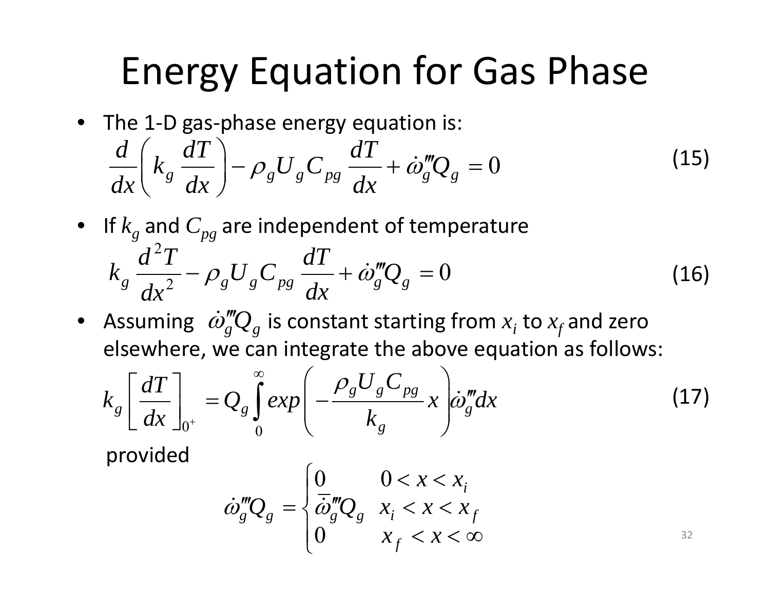# Energy Equation for Gas Phase

- The 1-D gas-phase energy equation is:

$$\frac{d}{dx}\left(k_g \frac{dT}{dx}\right) - \rho_g U_g C_{pg} \frac{dT}{dx} + \dot{\omega}_g''' Q_g = 0 \tag{15}$$

- If $k_g$ and $C_{pg}$ are independent of temperature

$$k_g \frac{d^2T}{dx^2} - \rho_g U_g C_{pg} \frac{dT}{dx} + \dot{\omega}_g''' Q_g = 0 \tag{16}$$

- Assuming $\dot{\omega}_g''' Q_g$ is constant starting from $x_i$ to $x_f$ and zero elsewhere, we can integrate the above equation as follows:

$$k_g \left[\frac{dT}{dx}\right]_{0^+} = Q_g \int_0^\infty exp\left(-\frac{\rho_g U_g C_{pg}}{k_g} x\right) \dot{\omega}_g''' dx \tag{17}$$

provided

$$\dot{\omega}_g''' Q_g = \begin{cases} 0 & 0 < x < x_i \\ \bar{\dot{\omega}}_g''' Q_g & x_i < x < x_f \\ 0 & x_f < x < \infty \end{cases}$$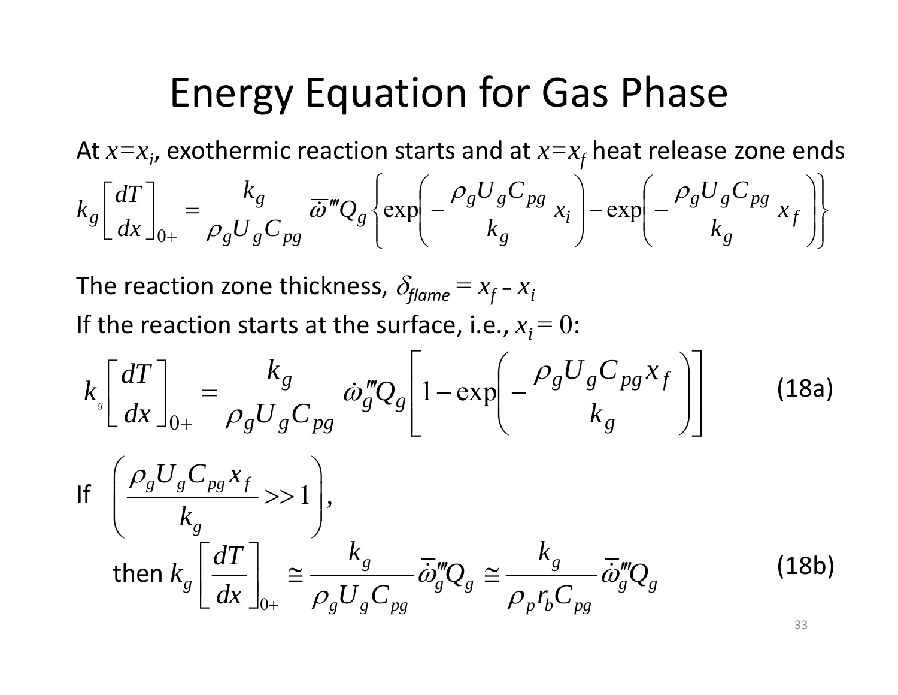# Energy Equation for Gas Phase

At $x=x_i$, exothermic reaction starts and at $x=x_f$ heat release zone ends

$$k_g\left[\frac{dT}{dx}\right]_{0+}=\frac{k_g}{\rho_g U_g C_{pg}}\bar{\omega}'''Q_g\left\{\exp\left(-\frac{\rho_g U_g C_{pg}}{k_g}x_i\right)-\exp\left(-\frac{\rho_g U_g C_{pg}}{k_g}x_f\right)\right\}$$

The reaction zone thickness, $\delta_{flame}=x_f-x_i$

If the reaction starts at the surface, i.e., $x_i=0$:

$$k_g\left[\frac{dT}{dx}\right]_{0+}=\frac{k_g}{\rho_g U_g C_{pg}}\bar{\dot{\omega}}_g'''Q_g\left[1-\exp\left(-\frac{\rho_g U_g C_{pg}x_f}{k_g}\right)\right] \qquad (18a)$$

If $\left(\dfrac{\rho_g U_g C_{pg}x_f}{k_g}>>1\right)$,

then $$k_g\left[\frac{dT}{dx}\right]_{0+}\cong\frac{k_g}{\rho_g U_g C_{pg}}\bar{\dot{\omega}}_g'''Q_g\cong\frac{k_g}{\rho_p r_b C_{pg}}\bar{\dot{\omega}}_g'''Q_g \qquad (18b)$$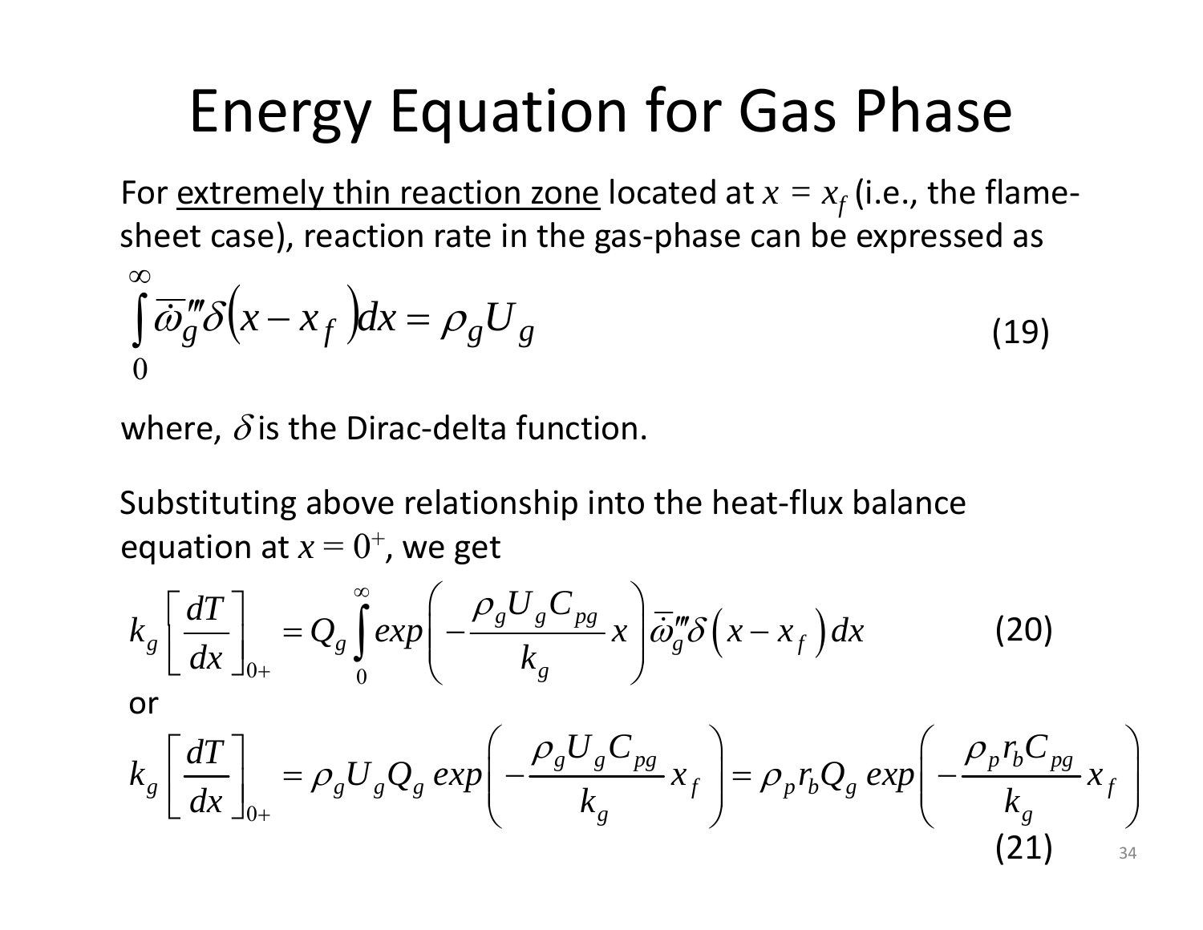# Energy Equation for Gas Phase

For <u>extremely thin reaction zone</u> located at $x = x_f$ (i.e., the flame-sheet case), reaction rate in the gas-phase can be expressed as

$$\int_0^\infty \bar{\dot{\omega}}_g''' \delta\left(x - x_f\right) dx = \rho_g U_g \tag{19}$$

where, $\delta$ is the Dirac-delta function.

Substituting above relationship into the heat-flux balance equation at $x = 0^+$, we get

$$k_g \left[\frac{dT}{dx}\right]_{0+} = Q_g \int_0^\infty exp\left(-\frac{\rho_g U_g C_{pg}}{k_g} x\right) \bar{\dot{\omega}}_g''' \delta\left(x - x_f\right) dx \tag{20}$$

or

$$k_g \left[\frac{dT}{dx}\right]_{0+} = \rho_g U_g Q_g \, exp\left(-\frac{\rho_g U_g C_{pg}}{k_g} x_f\right) = \rho_p r_b Q_g \, exp\left(-\frac{\rho_p r_b C_{pg}}{k_g} x_f\right) \tag{21}$$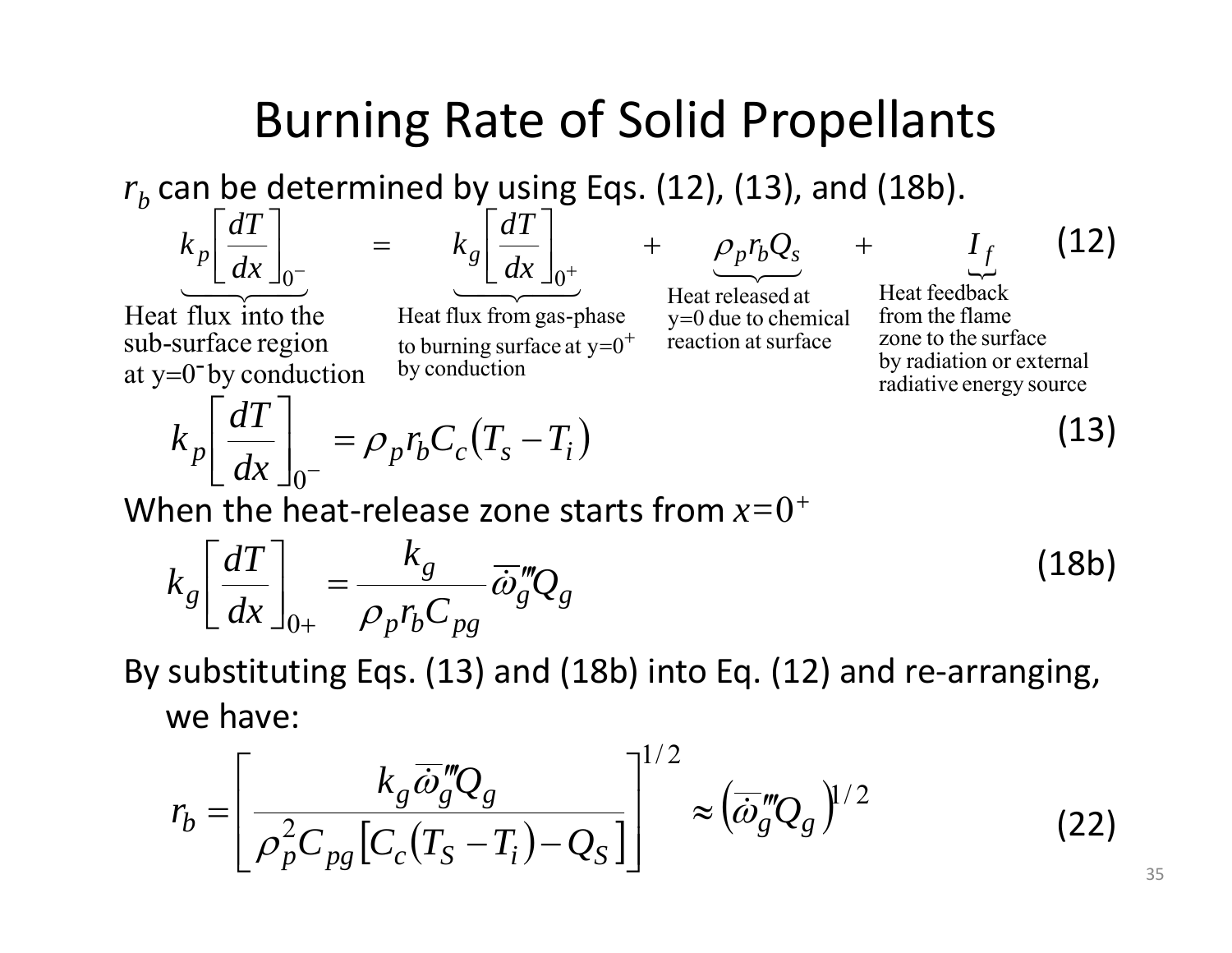# Burning Rate of Solid Propellants

$r_b$ can be determined by using Eqs. (12), (13), and (18b).

$$\underbrace{k_p\left[\frac{dT}{dx}\right]_{0^-}}_{\substack{\text{Heat flux into the} \\ \text{sub-surface region} \\ \text{at } y=0^- \text{ by conduction}}} = \underbrace{k_g\left[\frac{dT}{dx}\right]_{0^+}}_{\substack{\text{Heat flux from gas-phase} \\ \text{to burning surface at } y=0^+ \\ \text{by conduction}}} + \underbrace{\rho_p r_b Q_s}_{\substack{\text{Heat released at} \\ y=0 \text{ due to chemical} \\ \text{reaction at surface}}} + \underbrace{I_f}_{\substack{\text{Heat feedback} \\ \text{from the flame} \\ \text{zone to the surface} \\ \text{by radiation or external} \\ \text{radiative energy source}}} \tag{12}$$

$$k_p\left[\frac{dT}{dx}\right]_{0^-} = \rho_p r_b C_c\left(T_s - T_i\right) \tag{13}$$

When the heat-release zone starts from $x=0^+$

$$k_g\left[\frac{dT}{dx}\right]_{0+} = \frac{k_g}{\rho_p r_b C_{pg}}\overline{\dot{\omega}_g'''}Q_g \tag{18b}$$

By substituting Eqs. (13) and (18b) into Eq. (12) and re-arranging, we have:

$$r_b = \left[\frac{k_g\overline{\dot{\omega}_g'''}Q_g}{\rho_p^2 C_{pg}\left[C_c\left(T_S - T_i\right) - Q_S\right]}\right]^{1/2} \approx \left(\overline{\dot{\omega}_g'''}Q_g\right)^{1/2} \tag{22}$$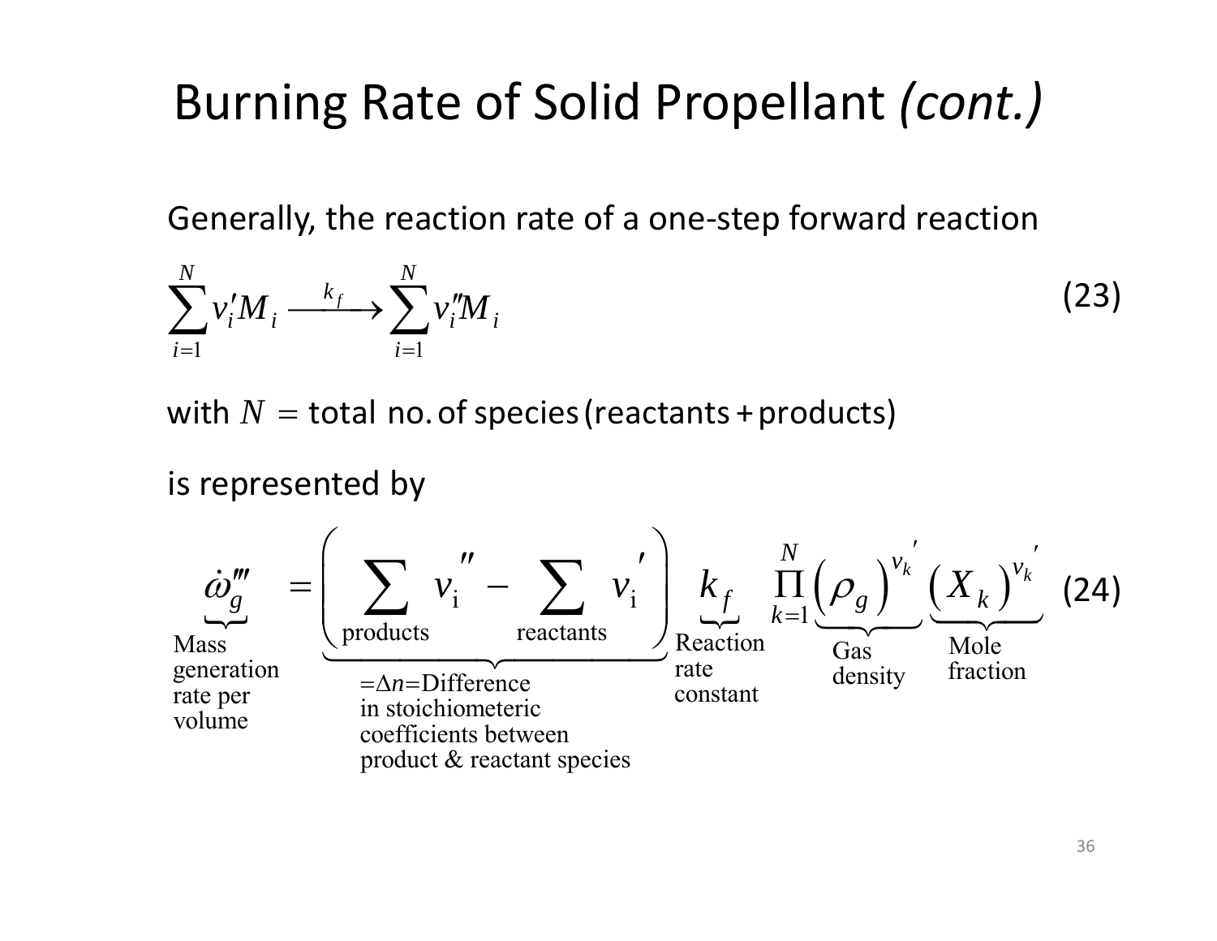# Burning Rate of Solid Propellant *(cont.)*

Generally, the reaction rate of a one-step forward reaction

$$\sum_{i=1}^{N} v_i' M_i \xrightarrow{k_f} \sum_{i=1}^{N} v_i'' M_i \tag{23}$$

with $N$ = total no. of species (reactants + products)

is represented by

$$\underbrace{\dot{\omega}_g'''}_{\substack{\text{Mass} \\ \text{generation} \\ \text{rate per} \\ \text{volume}}} = \underbrace{\left( \sum_{\text{products}} v_i'' - \sum_{\text{reactants}} v_i' \right)}_{\substack{= \Delta n = \text{Difference} \\ \text{in stoichiometeric} \\ \text{coefficients between} \\ \text{product \& reactant species}}} \underbrace{k_f}_{\substack{\text{Reaction} \\ \text{rate} \\ \text{constant}}} \prod_{k=1}^{N} \underbrace{\left( \rho_g \right)^{v_k'}}_{\substack{\text{Gas} \\ \text{density}}} \underbrace{\left( X_k \right)^{v_k'}}_{\substack{\text{Mole} \\ \text{fraction}}} \tag{24}$$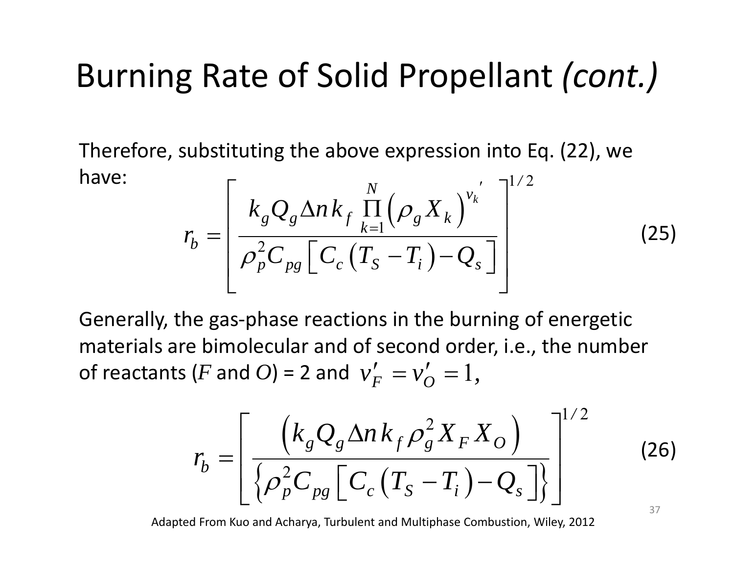# Burning Rate of Solid Propellant *(cont.)*

Therefore, substituting the above expression into Eq. (22), we have:

$$r_b = \left[ \frac{k_g Q_g \Delta n k_f \prod_{k=1}^{N} \left( \rho_g X_k \right)^{v_k'}}{\rho_p^2 C_{pg} \left[ C_c \left( T_S - T_i \right) - Q_s \right]} \right]^{1/2} \tag{25}$$

Generally, the gas-phase reactions in the burning of energetic materials are bimolecular and of second order, i.e., the number of reactants ($F$ and $O$) = 2 and $v_F' = v_O' = 1$,

$$r_b = \left[ \frac{\left( k_g Q_g \Delta n k_f \rho_g^2 X_F X_O \right)}{\left\{ \rho_p^2 C_{pg} \left[ C_c \left( T_S - T_i \right) - Q_s \right] \right\}} \right]^{1/2} \tag{26}$$

Adapted From Kuo and Acharya, Turbulent and Multiphase Combustion, Wiley, 2012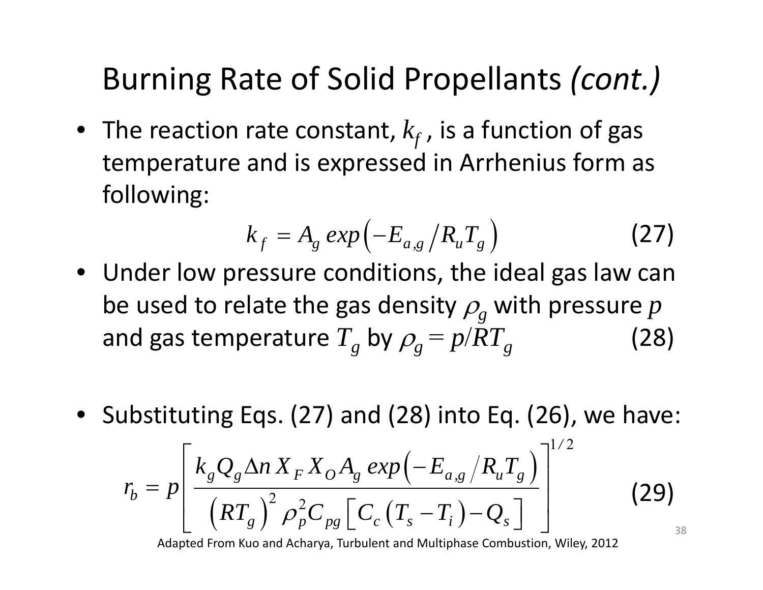# Burning Rate of Solid Propellants *(cont.)*

- The reaction rate constant, $k_f$, is a function of gas temperature and is expressed in Arrhenius form as following:

$$k_f = A_g \, exp\left(-E_{a,g} / R_u T_g\right) \qquad (27)$$

- Under low pressure conditions, the ideal gas law can be used to relate the gas density $\rho_g$ with pressure $p$ and gas temperature $T_g$ by $\rho_g = p/RT_g$ (28)

- Substituting Eqs. (27) and (28) into Eq. (26), we have:

$$r_b = p\left[\frac{k_g Q_g \Delta n \, X_F X_O A_g \, exp\left(-E_{a,g} / R_u T_g\right)}{\left(RT_g\right)^2 \rho_p^2 C_{pg}\left[C_c\left(T_s - T_i\right) - Q_s\right]}\right]^{1/2} \qquad (29)$$

Adapted From Kuo and Acharya, Turbulent and Multiphase Combustion, Wiley, 2012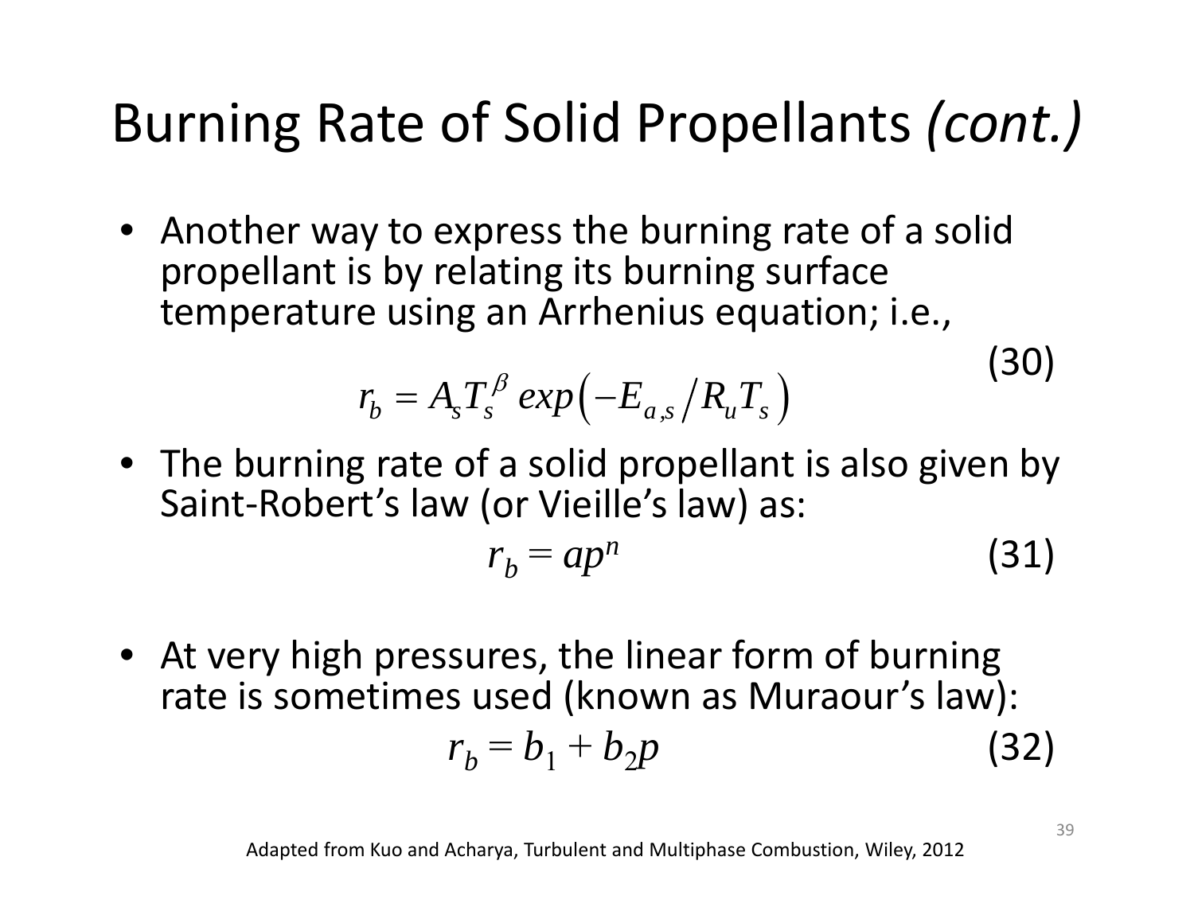# Burning Rate of Solid Propellants *(cont.)*

- Another way to express the burning rate of a solid propellant is by relating its burning surface temperature using an Arrhenius equation; i.e.,

$$r_b = A_s T_s^{\beta} \exp\left(-E_{a,s} / R_u T_s\right) \tag{30}$$

- The burning rate of a solid propellant is also given by Saint-Robert's law (or Vieille's law) as:

$$r_b = ap^n \tag{31}$$

- At very high pressures, the linear form of burning rate is sometimes used (known as Muraour's law):

$$r_b = b_1 + b_2 p \tag{32}$$

Adapted from Kuo and Acharya, Turbulent and Multiphase Combustion, Wiley, 2012